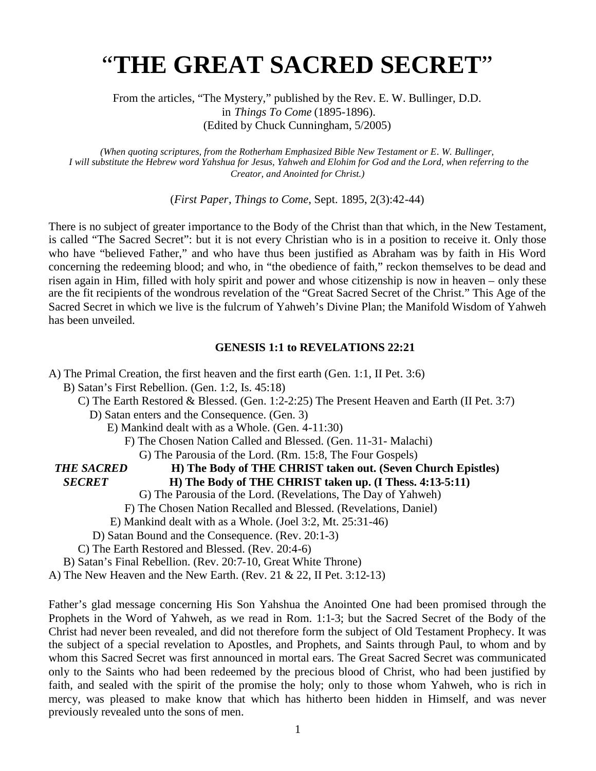# "THE GREAT SACRED SECRET"

From the articles, "The Mystery," published by the Rev. E. W. Bullinger, D.D.
in *Things To Come* (1895-1896).
(Edited by Chuck Cunningham, 5/2005)

*(When quoting scriptures, from the Rotherham Emphasized Bible New Testament or E. W. Bullinger, I will substitute the Hebrew word Yahshua for Jesus, Yahweh and Elohim for God and the Lord, when referring to the Creator, and Anointed for Christ.)*

(*First Paper*, *Things to Come*, Sept. 1895, 2(3):42-44)

There is no subject of greater importance to the Body of the Christ than that which, in the New Testament, is called "The Sacred Secret": but it is not every Christian who is in a position to receive it. Only those who have "believed Father," and who have thus been justified as Abraham was by faith in His Word concerning the redeeming blood; and who, in "the obedience of faith," reckon themselves to be dead and risen again in Him, filled with holy spirit and power and whose citizenship is now in heaven – only these are the fit recipients of the wondrous revelation of the "Great Sacred Secret of the Christ." This Age of the Sacred Secret in which we live is the fulcrum of Yahweh's Divine Plan; the Manifold Wisdom of Yahweh has been unveiled.

**GENESIS 1:1 to REVELATIONS 22:21**

A) The Primal Creation, the first heaven and the first earth (Gen. 1:1, II Pet. 3:6)
B) Satan's First Rebellion. (Gen. 1:2, Is. 45:18)
C) The Earth Restored & Blessed. (Gen. 1:2-2:25) The Present Heaven and Earth (II Pet. 3:7)
D) Satan enters and the Consequence. (Gen. 3)
E) Mankind dealt with as a Whole. (Gen. 4-11:30)
F) The Chosen Nation Called and Blessed. (Gen. 11-31- Malachi)
G) The Parousia of the Lord. (Rm. 15:8, The Four Gospels)
***THE SACRED SECRET*** **H) The Body of THE CHRIST taken out. (Seven Church Epistles)**
**H) The Body of THE CHRIST taken up. (I Thess. 4:13-5:11)**
G) The Parousia of the Lord. (Revelations, The Day of Yahweh)
F) The Chosen Nation Recalled and Blessed. (Revelations, Daniel)
E) Mankind dealt with as a Whole. (Joel 3:2, Mt. 25:31-46)
D) Satan Bound and the Consequence. (Rev. 20:1-3)
C) The Earth Restored and Blessed. (Rev. 20:4-6)
B) Satan's Final Rebellion. (Rev. 20:7-10, Great White Throne)
A) The New Heaven and the New Earth. (Rev. 21 & 22, II Pet. 3:12-13)

Father's glad message concerning His Son Yahshua the Anointed One had been promised through the Prophets in the Word of Yahweh, as we read in Rom. 1:1-3; but the Sacred Secret of the Body of the Christ had never been revealed, and did not therefore form the subject of Old Testament Prophecy. It was the subject of a special revelation to Apostles, and Prophets, and Saints through Paul, to whom and by whom this Sacred Secret was first announced in mortal ears. The Great Sacred Secret was communicated only to the Saints who had been redeemed by the precious blood of Christ, who had been justified by faith, and sealed with the spirit of the promise the holy; only to those whom Yahweh, who is rich in mercy, was pleased to make know that which has hitherto been hidden in Himself, and was never previously revealed unto the sons of men.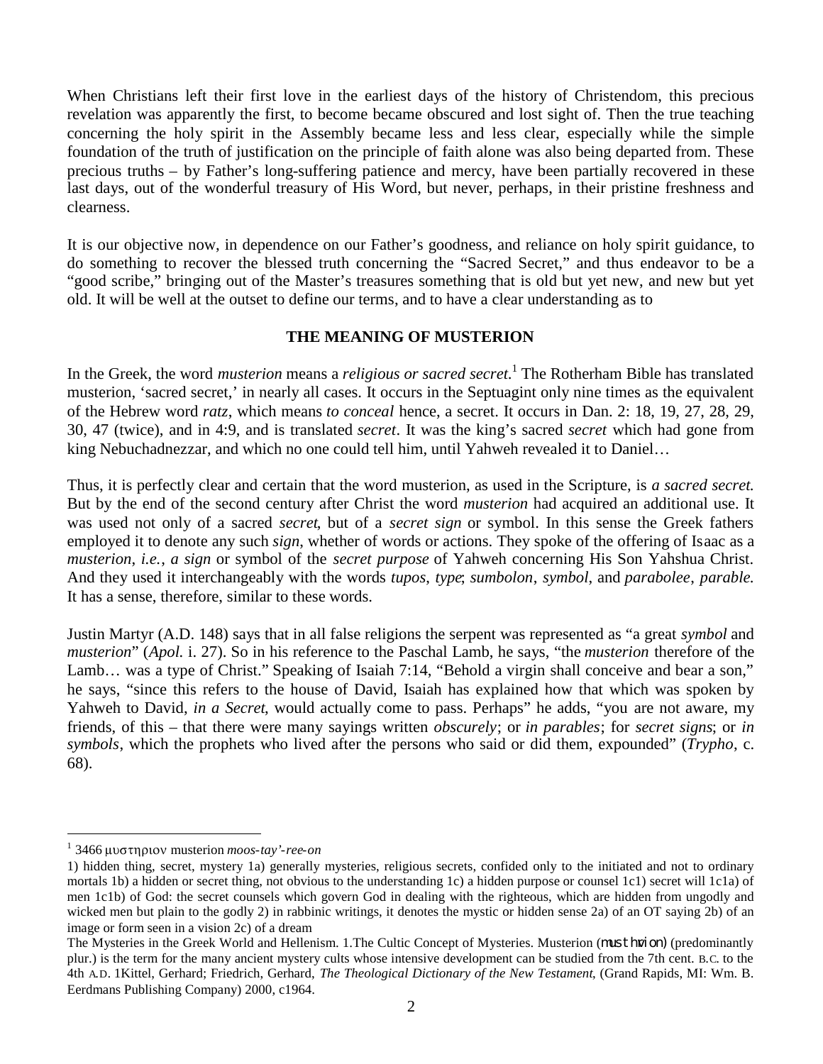When Christians left their first love in the earliest days of the history of Christendom, this precious revelation was apparently the first, to become became obscured and lost sight of. Then the true teaching concerning the holy spirit in the Assembly became less and less clear, especially while the simple foundation of the truth of justification on the principle of faith alone was also being departed from. These precious truths – by Father's long-suffering patience and mercy, have been partially recovered in these last days, out of the wonderful treasury of His Word, but never, perhaps, in their pristine freshness and clearness.

It is our objective now, in dependence on our Father's goodness, and reliance on holy spirit guidance, to do something to recover the blessed truth concerning the "Sacred Secret," and thus endeavor to be a "good scribe," bringing out of the Master's treasures something that is old but yet new, and new but yet old. It will be well at the outset to define our terms, and to have a clear understanding as to

## THE MEANING OF MUSTERION

In the Greek, the word *musterion* means a *religious or sacred secret*.[1] The Rotherham Bible has translated musterion, 'sacred secret,' in nearly all cases. It occurs in the Septuagint only nine times as the equivalent of the Hebrew word *ratz*, which means *to conceal* hence, a secret. It occurs in Dan. 2: 18, 19, 27, 28, 29, 30, 47 (twice), and in 4:9, and is translated *secret*. It was the king's sacred *secret* which had gone from king Nebuchadnezzar, and which no one could tell him, until Yahweh revealed it to Daniel…

Thus, it is perfectly clear and certain that the word musterion, as used in the Scripture, is *a sacred secret.* But by the end of the second century after Christ the word *musterion* had acquired an additional use. It was used not only of a sacred *secret*, but of a *secret sign* or symbol. In this sense the Greek fathers employed it to denote any such *sign*, whether of words or actions. They spoke of the offering of Isaac as a *musterion*, *i.e.*, *a sign* or symbol of the *secret purpose* of Yahweh concerning His Son Yahshua Christ. And they used it interchangeably with the words *tupos*, *type*; *sumbolon*, *symbol*, and *parabolee*, *parable.* It has a sense, therefore, similar to these words.

Justin Martyr (A.D. 148) says that in all false religions the serpent was represented as "a great *symbol* and *musterion*" (*Apol.* i. 27). So in his reference to the Paschal Lamb, he says, "the *musterion* therefore of the Lamb… was a type of Christ." Speaking of Isaiah 7:14, "Behold a virgin shall conceive and bear a son," he says, "since this refers to the house of David, Isaiah has explained how that which was spoken by Yahweh to David, *in a Secret*, would actually come to pass. Perhaps" he adds, "you are not aware, my friends, of this – that there were many sayings written *obscurely*; or *in parables*; for *secret signs*; or *in symbols*, which the prophets who lived after the persons who said or did them, expounded" (*Trypho*, c. 68).

---

[1] 3466 μυστηριον musterion *moos-tay'-ree-on*

1) hidden thing, secret, mystery 1a) generally mysteries, religious secrets, confided only to the initiated and not to ordinary mortals 1b) a hidden or secret thing, not obvious to the understanding 1c) a hidden purpose or counsel 1c1) secret will 1c1a) of men 1c1b) of God: the secret counsels which govern God in dealing with the righteous, which are hidden from ungodly and wicked men but plain to the godly 2) in rabbinic writings, it denotes the mystic or hidden sense 2a) of an OT saying 2b) of an image or form seen in a vision 2c) of a dream

The Mysteries in the Greek World and Hellenism. 1.The Cultic Concept of Mysteries. Musterion (μυστήριον) (predominantly plur.) is the term for the many ancient mystery cults whose intensive development can be studied from the 7th cent. B.C. to the 4th A.D. 1Kittel, Gerhard; Friedrich, Gerhard, *The Theological Dictionary of the New Testament*, (Grand Rapids, MI: Wm. B. Eerdmans Publishing Company) 2000, c1964.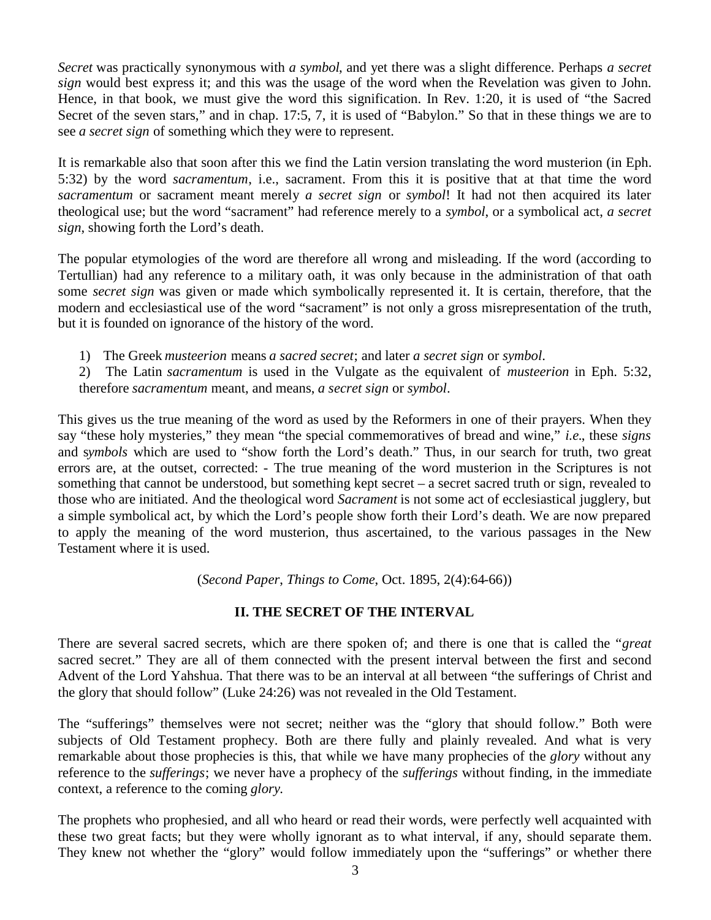*Secret* was practically synonymous with *a symbol*, and yet there was a slight difference. Perhaps *a secret sign* would best express it; and this was the usage of the word when the Revelation was given to John. Hence, in that book, we must give the word this signification. In Rev. 1:20, it is used of "the Sacred Secret of the seven stars," and in chap. 17:5, 7, it is used of "Babylon." So that in these things we are to see *a secret sign* of something which they were to represent.

It is remarkable also that soon after this we find the Latin version translating the word musterion (in Eph. 5:32) by the word *sacramentum*, i.e., sacrament. From this it is positive that at that time the word *sacramentum* or sacrament meant merely *a secret sign* or *symbol*! It had not then acquired its later theological use; but the word "sacrament" had reference merely to a *symbol*, or a symbolical act, *a secret sign*, showing forth the Lord's death.

The popular etymologies of the word are therefore all wrong and misleading. If the word (according to Tertullian) had any reference to a military oath, it was only because in the administration of that oath some *secret sign* was given or made which symbolically represented it. It is certain, therefore, that the modern and ecclesiastical use of the word "sacrament" is not only a gross misrepresentation of the truth, but it is founded on ignorance of the history of the word.

1) The Greek *musteerion* means *a sacred secret*; and later *a secret sign* or *symbol*.
2) The Latin *sacramentum* is used in the Vulgate as the equivalent of *musteerion* in Eph. 5:32, therefore *sacramentum* meant, and means, *a secret sign* or *symbol*.

This gives us the true meaning of the word as used by the Reformers in one of their prayers. When they say "these holy mysteries," they mean "the special commemoratives of bread and wine," *i.e*., these *signs* and *symbols* which are used to "show forth the Lord's death." Thus, in our search for truth, two great errors are, at the outset, corrected: - The true meaning of the word musterion in the Scriptures is not something that cannot be understood, but something kept secret – a secret sacred truth or sign, revealed to those who are initiated. And the theological word *Sacrament* is not some act of ecclesiastical jugglery, but a simple symbolical act, by which the Lord's people show forth their Lord's death. We are now prepared to apply the meaning of the word musterion, thus ascertained, to the various passages in the New Testament where it is used.

(*Second Paper*, *Things to Come*, Oct. 1895, 2(4):64-66))

## II. THE SECRET OF THE INTERVAL

There are several sacred secrets, which are there spoken of; and there is one that is called the "*great* sacred secret." They are all of them connected with the present interval between the first and second Advent of the Lord Yahshua. That there was to be an interval at all between "the sufferings of Christ and the glory that should follow" (Luke 24:26) was not revealed in the Old Testament.

The "sufferings" themselves were not secret; neither was the "glory that should follow." Both were subjects of Old Testament prophecy. Both are there fully and plainly revealed. And what is very remarkable about those prophecies is this, that while we have many prophecies of the *glory* without any reference to the *sufferings*; we never have a prophecy of the *sufferings* without finding, in the immediate context, a reference to the coming *glory.*

The prophets who prophesied, and all who heard or read their words, were perfectly well acquainted with these two great facts; but they were wholly ignorant as to what interval, if any, should separate them. They knew not whether the "glory" would follow immediately upon the "sufferings" or whether there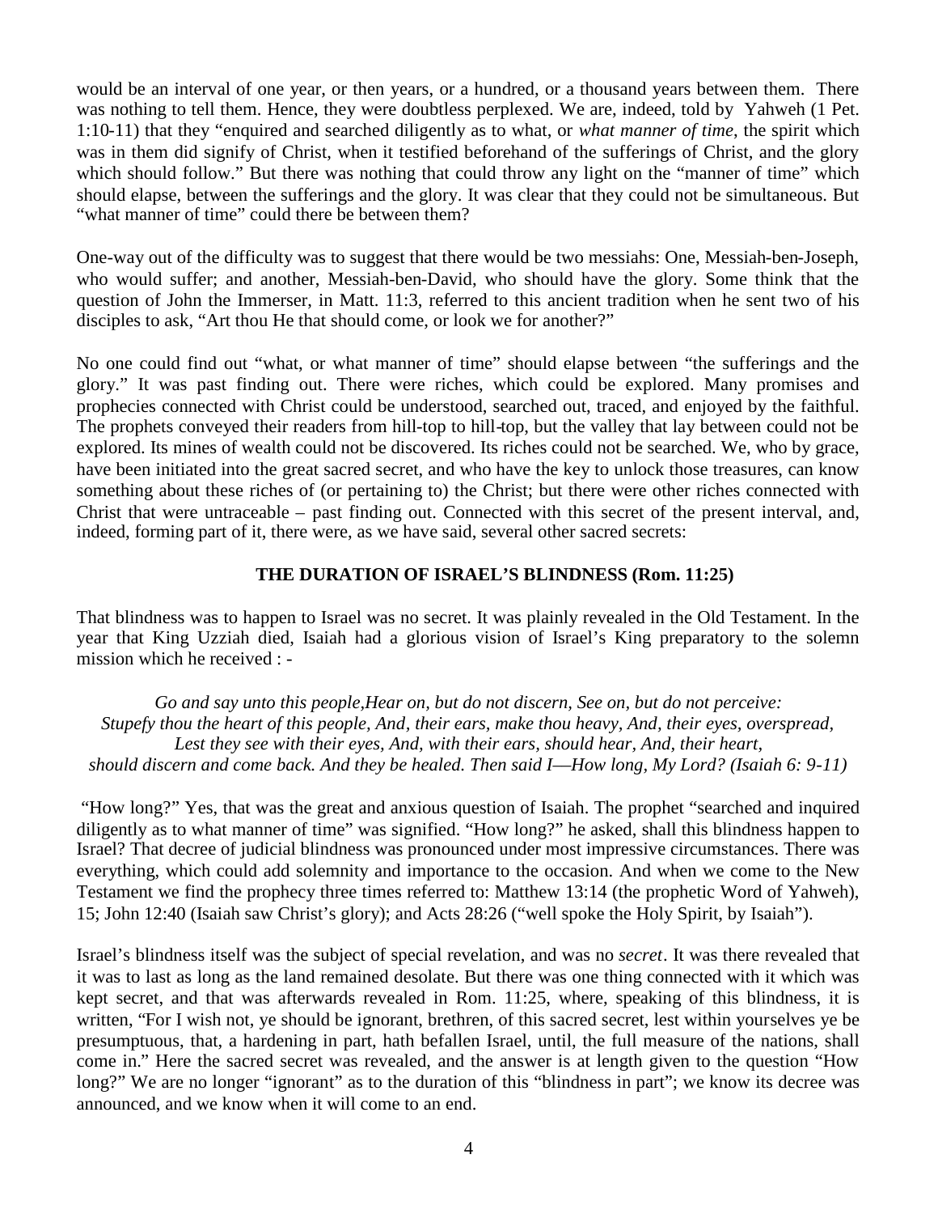would be an interval of one year, or then years, or a hundred, or a thousand years between them. There was nothing to tell them. Hence, they were doubtless perplexed. We are, indeed, told by Yahweh (1 Pet. 1:10-11) that they "enquired and searched diligently as to what, or *what manner of time*, the spirit which was in them did signify of Christ, when it testified beforehand of the sufferings of Christ, and the glory which should follow." But there was nothing that could throw any light on the "manner of time" which should elapse, between the sufferings and the glory. It was clear that they could not be simultaneous. But "what manner of time" could there be between them?

One-way out of the difficulty was to suggest that there would be two messiahs: One, Messiah-ben-Joseph, who would suffer; and another, Messiah-ben-David, who should have the glory. Some think that the question of John the Immerser, in Matt. 11:3, referred to this ancient tradition when he sent two of his disciples to ask, "Art thou He that should come, or look we for another?"

No one could find out "what, or what manner of time" should elapse between "the sufferings and the glory." It was past finding out. There were riches, which could be explored. Many promises and prophecies connected with Christ could be understood, searched out, traced, and enjoyed by the faithful. The prophets conveyed their readers from hill-top to hill-top, but the valley that lay between could not be explored. Its mines of wealth could not be discovered. Its riches could not be searched. We, who by grace, have been initiated into the great sacred secret, and who have the key to unlock those treasures, can know something about these riches of (or pertaining to) the Christ; but there were other riches connected with Christ that were untraceable – past finding out. Connected with this secret of the present interval, and, indeed, forming part of it, there were, as we have said, several other sacred secrets:

**THE DURATION OF ISRAEL'S BLINDNESS (Rom. 11:25)**

That blindness was to happen to Israel was no secret. It was plainly revealed in the Old Testament. In the year that King Uzziah died, Isaiah had a glorious vision of Israel's King preparatory to the solemn mission which he received : -

*Go and say unto this people,Hear on, but do not discern, See on, but do not perceive:*
*Stupefy thou the heart of this people, And, their ears, make thou heavy, And, their eyes, overspread,*
*Lest they see with their eyes, And, with their ears, should hear, And, their heart,*
*should discern and come back. And they be healed. Then said I—How long, My Lord? (Isaiah 6: 9-11)*

"How long?" Yes, that was the great and anxious question of Isaiah. The prophet "searched and inquired diligently as to what manner of time" was signified. "How long?" he asked, shall this blindness happen to Israel? That decree of judicial blindness was pronounced under most impressive circumstances. There was everything, which could add solemnity and importance to the occasion. And when we come to the New Testament we find the prophecy three times referred to: Matthew 13:14 (the prophetic Word of Yahweh), 15; John 12:40 (Isaiah saw Christ's glory); and Acts 28:26 ("well spoke the Holy Spirit, by Isaiah").

Israel's blindness itself was the subject of special revelation, and was no *secret*. It was there revealed that it was to last as long as the land remained desolate. But there was one thing connected with it which was kept secret, and that was afterwards revealed in Rom. 11:25, where, speaking of this blindness, it is written, "For I wish not, ye should be ignorant, brethren, of this sacred secret, lest within yourselves ye be presumptuous, that, a hardening in part, hath befallen Israel, until, the full measure of the nations, shall come in." Here the sacred secret was revealed, and the answer is at length given to the question "How long?" We are no longer "ignorant" as to the duration of this "blindness in part"; we know its decree was announced, and we know when it will come to an end.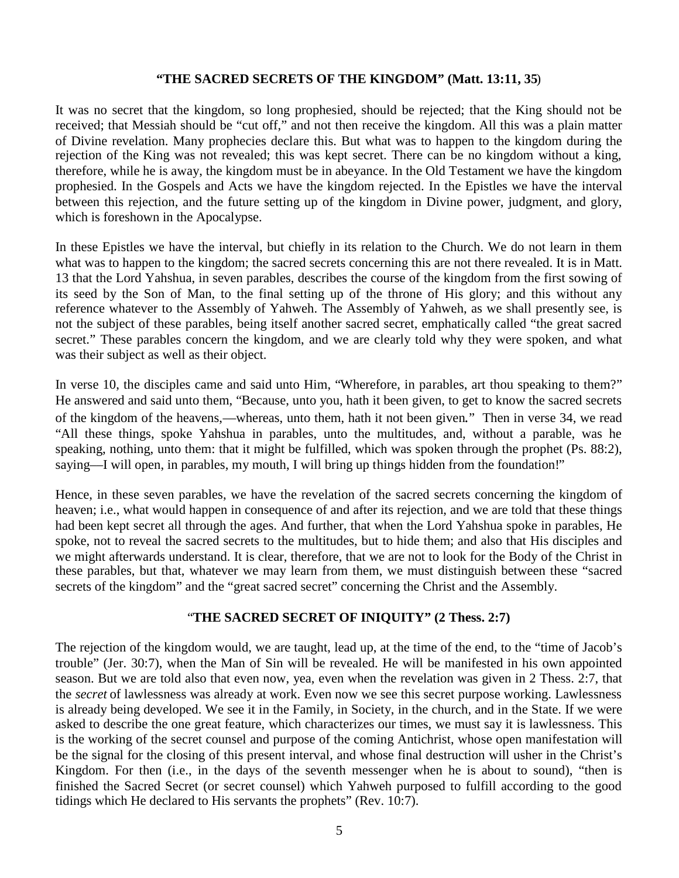## "THE SACRED SECRETS OF THE KINGDOM" (Matt. 13:11, 35)

It was no secret that the kingdom, so long prophesied, should be rejected; that the King should not be received; that Messiah should be "cut off," and not then receive the kingdom. All this was a plain matter of Divine revelation. Many prophecies declare this. But what was to happen to the kingdom during the rejection of the King was not revealed; this was kept secret. There can be no kingdom without a king, therefore, while he is away, the kingdom must be in abeyance. In the Old Testament we have the kingdom prophesied. In the Gospels and Acts we have the kingdom rejected. In the Epistles we have the interval between this rejection, and the future setting up of the kingdom in Divine power, judgment, and glory, which is foreshown in the Apocalypse.

In these Epistles we have the interval, but chiefly in its relation to the Church. We do not learn in them what was to happen to the kingdom; the sacred secrets concerning this are not there revealed. It is in Matt. 13 that the Lord Yahshua, in seven parables, describes the course of the kingdom from the first sowing of its seed by the Son of Man, to the final setting up of the throne of His glory; and this without any reference whatever to the Assembly of Yahweh. The Assembly of Yahweh, as we shall presently see, is not the subject of these parables, being itself another sacred secret, emphatically called "the great sacred secret." These parables concern the kingdom, and we are clearly told why they were spoken, and what was their subject as well as their object.

In verse 10, the disciples came and said unto Him, "Wherefore, in parables, art thou speaking to them?" He answered and said unto them, "Because, unto you, hath it been given, to get to know the sacred secrets of the kingdom of the heavens,—whereas, unto them, hath it not been given." Then in verse 34, we read "All these things, spoke Yahshua in parables, unto the multitudes, and, without a parable, was he speaking, nothing, unto them: that it might be fulfilled, which was spoken through the prophet (Ps. 88:2), saying—I will open, in parables, my mouth, I will bring up things hidden from the foundation!"

Hence, in these seven parables, we have the revelation of the sacred secrets concerning the kingdom of heaven; i.e., what would happen in consequence of and after its rejection, and we are told that these things had been kept secret all through the ages. And further, that when the Lord Yahshua spoke in parables, He spoke, not to reveal the sacred secrets to the multitudes, but to hide them; and also that His disciples and we might afterwards understand. It is clear, therefore, that we are not to look for the Body of the Christ in these parables, but that, whatever we may learn from them, we must distinguish between these "sacred secrets of the kingdom" and the "great sacred secret" concerning the Christ and the Assembly.

## "THE SACRED SECRET OF INIQUITY" (2 Thess. 2:7)

The rejection of the kingdom would, we are taught, lead up, at the time of the end, to the "time of Jacob's trouble" (Jer. 30:7), when the Man of Sin will be revealed. He will be manifested in his own appointed season. But we are told also that even now, yea, even when the revelation was given in 2 Thess. 2:7, that the *secret* of lawlessness was already at work. Even now we see this secret purpose working. Lawlessness is already being developed. We see it in the Family, in Society, in the church, and in the State. If we were asked to describe the one great feature, which characterizes our times, we must say it is lawlessness. This is the working of the secret counsel and purpose of the coming Antichrist, whose open manifestation will be the signal for the closing of this present interval, and whose final destruction will usher in the Christ's Kingdom. For then (i.e., in the days of the seventh messenger when he is about to sound), "then is finished the Sacred Secret (or secret counsel) which Yahweh purposed to fulfill according to the good tidings which He declared to His servants the prophets" (Rev. 10:7).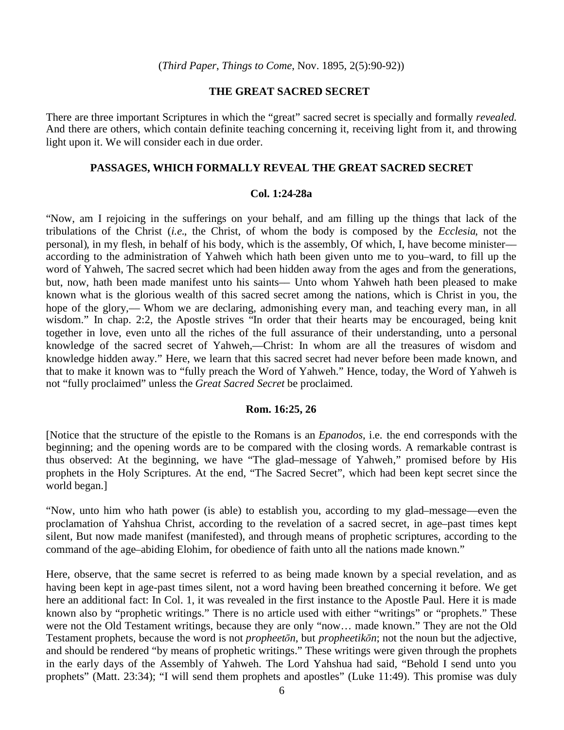(*Third Paper*, *Things to Come*, Nov. 1895, 2(5):90-92))

## THE GREAT SACRED SECRET

There are three important Scriptures in which the "great" sacred secret is specially and formally *revealed.* And there are others, which contain definite teaching concerning it, receiving light from it, and throwing light upon it. We will consider each in due order.

### PASSAGES, WHICH FORMALLY REVEAL THE GREAT SACRED SECRET

#### Col. 1:24-28a

"Now, am I rejoicing in the sufferings on your behalf, and am filling up the things that lack of the tribulations of the Christ (*i.e*., the Christ, of whom the body is composed by the *Ecclesia*, not the personal), in my flesh, in behalf of his body, which is the assembly, Of which, I, have become minister— according to the administration of Yahweh which hath been given unto me to you–ward, to fill up the word of Yahweh, The sacred secret which had been hidden away from the ages and from the generations, but, now, hath been made manifest unto his saints— Unto whom Yahweh hath been pleased to make known what is the glorious wealth of this sacred secret among the nations, which is Christ in you, the hope of the glory,— Whom we are declaring, admonishing every man, and teaching every man, in all wisdom." In chap. 2:2, the Apostle strives "In order that their hearts may be encouraged, being knit together in love, even unto all the riches of the full assurance of their understanding, unto a personal knowledge of the sacred secret of Yahweh,—Christ: In whom are all the treasures of wisdom and knowledge hidden away." Here, we learn that this sacred secret had never before been made known, and that to make it known was to "fully preach the Word of Yahweh." Hence, today, the Word of Yahweh is not "fully proclaimed" unless the *Great Sacred Secret* be proclaimed.

#### Rom. 16:25, 26

[Notice that the structure of the epistle to the Romans is an *Epanodos*, i.e. the end corresponds with the beginning; and the opening words are to be compared with the closing words. A remarkable contrast is thus observed: At the beginning, we have "The glad–message of Yahweh," promised before by His prophets in the Holy Scriptures. At the end, "The Sacred Secret", which had been kept secret since the world began.]

"Now, unto him who hath power (is able) to establish you, according to my glad–message—even the proclamation of Yahshua Christ, according to the revelation of a sacred secret, in age–past times kept silent, But now made manifest (manifested), and through means of prophetic scriptures, according to the command of the age–abiding Elohim, for obedience of faith unto all the nations made known."

Here, observe, that the same secret is referred to as being made known by a special revelation, and as having been kept in age-past times silent, not a word having been breathed concerning it before. We get here an additional fact: In Col. 1, it was revealed in the first instance to the Apostle Paul. Here it is made known also by "prophetic writings." There is no article used with either "writings" or "prophets." These were not the Old Testament writings, because they are only "now… made known." They are not the Old Testament prophets, because the word is not *propheetōn*, but *propheetikōn*; not the noun but the adjective, and should be rendered "by means of prophetic writings." These writings were given through the prophets in the early days of the Assembly of Yahweh. The Lord Yahshua had said, "Behold I send unto you prophets" (Matt. 23:34); "I will send them prophets and apostles" (Luke 11:49). This promise was duly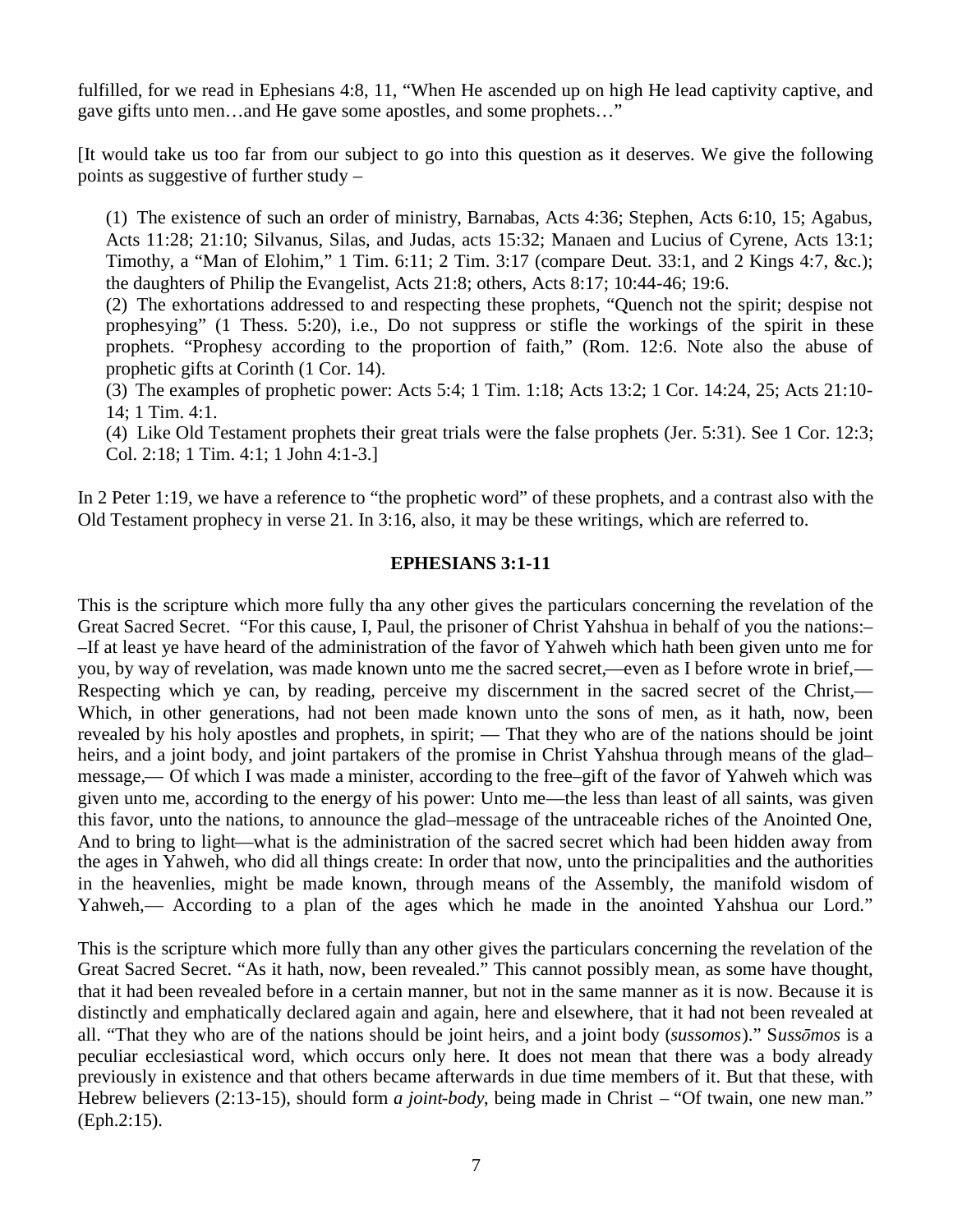fulfilled, for we read in Ephesians 4:8, 11, "When He ascended up on high He lead captivity captive, and gave gifts unto men…and He gave some apostles, and some prophets…"

[It would take us too far from our subject to go into this question as it deserves. We give the following points as suggestive of further study –

(1) The existence of such an order of ministry, Barnabas, Acts 4:36; Stephen, Acts 6:10, 15; Agabus, Acts 11:28; 21:10; Silvanus, Silas, and Judas, acts 15:32; Manaen and Lucius of Cyrene, Acts 13:1; Timothy, a "Man of Elohim," 1 Tim. 6:11; 2 Tim. 3:17 (compare Deut. 33:1, and 2 Kings 4:7, &c.); the daughters of Philip the Evangelist, Acts 21:8; others, Acts 8:17; 10:44-46; 19:6.

(2) The exhortations addressed to and respecting these prophets, "Quench not the spirit; despise not prophesying" (1 Thess. 5:20), i.e., Do not suppress or stifle the workings of the spirit in these prophets. "Prophesy according to the proportion of faith," (Rom. 12:6. Note also the abuse of prophetic gifts at Corinth (1 Cor. 14).

(3) The examples of prophetic power: Acts 5:4; 1 Tim. 1:18; Acts 13:2; 1 Cor. 14:24, 25; Acts 21:10-14; 1 Tim. 4:1.

(4) Like Old Testament prophets their great trials were the false prophets (Jer. 5:31). See 1 Cor. 12:3; Col. 2:18; 1 Tim. 4:1; 1 John 4:1-3.]

In 2 Peter 1:19, we have a reference to "the prophetic word" of these prophets, and a contrast also with the Old Testament prophecy in verse 21. In 3:16, also, it may be these writings, which are referred to.

**EPHESIANS 3:1-11**

This is the scripture which more fully tha any other gives the particulars concerning the revelation of the Great Sacred Secret. "For this cause, I, Paul, the prisoner of Christ Yahshua in behalf of you the nations:– –If at least ye have heard of the administration of the favor of Yahweh which hath been given unto me for you, by way of revelation, was made known unto me the sacred secret,—even as I before wrote in brief,— Respecting which ye can, by reading, perceive my discernment in the sacred secret of the Christ,— Which, in other generations, had not been made known unto the sons of men, as it hath, now, been revealed by his holy apostles and prophets, in spirit; — That they who are of the nations should be joint heirs, and a joint body, and joint partakers of the promise in Christ Yahshua through means of the glad–message,— Of which I was made a minister, according to the free–gift of the favor of Yahweh which was given unto me, according to the energy of his power: Unto me—the less than least of all saints, was given this favor, unto the nations, to announce the glad–message of the untraceable riches of the Anointed One, And to bring to light—what is the administration of the sacred secret which had been hidden away from the ages in Yahweh, who did all things create: In order that now, unto the principalities and the authorities in the heavenlies, might be made known, through means of the Assembly, the manifold wisdom of Yahweh,— According to a plan of the ages which he made in the anointed Yahshua our Lord."

This is the scripture which more fully than any other gives the particulars concerning the revelation of the Great Sacred Secret. "As it hath, now, been revealed." This cannot possibly mean, as some have thought, that it had been revealed before in a certain manner, but not in the same manner as it is now. Because it is distinctly and emphatically declared again and again, here and elsewhere, that it had not been revealed at all. "That they who are of the nations should be joint heirs, and a joint body (*sussomos*)." S*ussōmos* is a peculiar ecclesiastical word, which occurs only here. It does not mean that there was a body already previously in existence and that others became afterwards in due time members of it. But that these, with Hebrew believers (2:13-15), should form ***a joint-body***, being made in Christ – "Of twain, one new man." (Eph.2:15).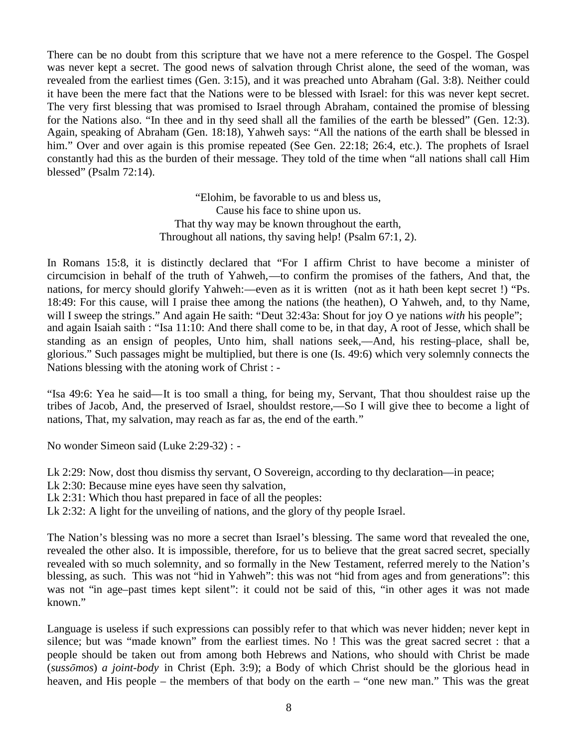There can be no doubt from this scripture that we have not a mere reference to the Gospel. The Gospel was never kept a secret. The good news of salvation through Christ alone, the seed of the woman, was revealed from the earliest times (Gen. 3:15), and it was preached unto Abraham (Gal. 3:8). Neither could it have been the mere fact that the Nations were to be blessed with Israel: for this was never kept secret. The very first blessing that was promised to Israel through Abraham, contained the promise of blessing for the Nations also. "In thee and in thy seed shall all the families of the earth be blessed" (Gen. 12:3). Again, speaking of Abraham (Gen. 18:18), Yahweh says: "All the nations of the earth shall be blessed in him." Over and over again is this promise repeated (See Gen. 22:18; 26:4, etc.). The prophets of Israel constantly had this as the burden of their message. They told of the time when "all nations shall call Him blessed" (Psalm 72:14).

> "Elohim, be favorable to us and bless us,
> Cause his face to shine upon us.
> That thy way may be known throughout the earth,
> Throughout all nations, thy saving help! (Psalm 67:1, 2).

In Romans 15:8, it is distinctly declared that "For I affirm Christ to have become a minister of circumcision in behalf of the truth of Yahweh,—to confirm the promises of the fathers, And that, the nations, for mercy should glorify Yahweh:—even as it is written (not as it hath been kept secret !) "Ps. 18:49: For this cause, will I praise thee among the nations (the heathen), O Yahweh, and, to thy Name, will I sweep the strings." And again He saith: "Deut 32:43a: Shout for joy O ye nations *with* his people"; and again Isaiah saith : "Isa 11:10: And there shall come to be, in that day, A root of Jesse, which shall be standing as an ensign of peoples, Unto him, shall nations seek,—And, his resting–place, shall be, glorious." Such passages might be multiplied, but there is one (Is. 49:6) which very solemnly connects the Nations blessing with the atoning work of Christ : -

"Isa 49:6: Yea he said—It is too small a thing, for being my, Servant, That thou shouldest raise up the tribes of Jacob, And, the preserved of Israel, shouldst restore,—So I will give thee to become a light of nations, That, my salvation, may reach as far as, the end of the earth."

No wonder Simeon said (Luke 2:29-32) : -

Lk 2:29: Now, dost thou dismiss thy servant, O Sovereign, according to thy declaration—in peace;
Lk 2:30: Because mine eyes have seen thy salvation,
Lk 2:31: Which thou hast prepared in face of all the peoples:
Lk 2:32: A light for the unveiling of nations, and the glory of thy people Israel.

The Nation's blessing was no more a secret than Israel's blessing. The same word that revealed the one, revealed the other also. It is impossible, therefore, for us to believe that the great sacred secret, specially revealed with so much solemnity, and so formally in the New Testament, referred merely to the Nation's blessing, as such. This was not "hid in Yahweh": this was not "hid from ages and from generations": this was not "in age–past times kept silent": it could not be said of this, "in other ages it was not made known."

Language is useless if such expressions can possibly refer to that which was never hidden; never kept in silence; but was "made known" from the earliest times. No ! This was the great sacred secret : that a people should be taken out from among both Hebrews and Nations, who should with Christ be made (*sussōmos*) *a joint-body* in Christ (Eph. 3:9); a Body of which Christ should be the glorious head in heaven, and His people – the members of that body on the earth – "one new man." This was the great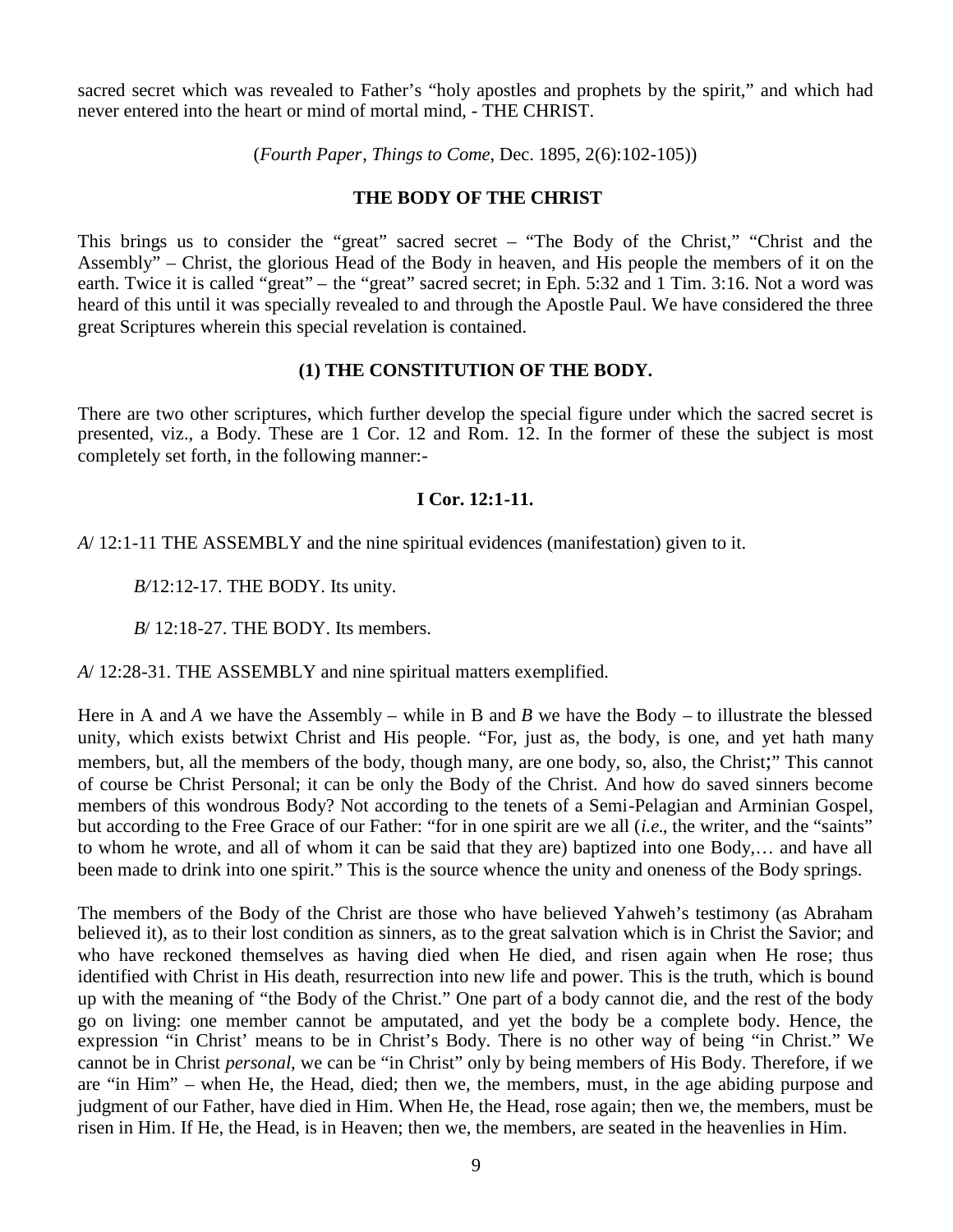sacred secret which was revealed to Father's "holy apostles and prophets by the spirit," and which had never entered into the heart or mind of mortal mind, - THE CHRIST.

(*Fourth Paper*, *Things to Come*, Dec. 1895, 2(6):102-105))

## THE BODY OF THE CHRIST

This brings us to consider the "great" sacred secret – "The Body of the Christ," "Christ and the Assembly" – Christ, the glorious Head of the Body in heaven, and His people the members of it on the earth. Twice it is called "great" – the "great" sacred secret; in Eph. 5:32 and 1 Tim. 3:16. Not a word was heard of this until it was specially revealed to and through the Apostle Paul. We have considered the three great Scriptures wherein this special revelation is contained.

### (1) THE CONSTITUTION OF THE BODY.

There are two other scriptures, which further develop the special figure under which the sacred secret is presented, viz., a Body. These are 1 Cor. 12 and Rom. 12. In the former of these the subject is most completely set forth, in the following manner:-

#### I Cor. 12:1-11.

*A*/ 12:1-11 THE ASSEMBLY and the nine spiritual evidences (manifestation) given to it.

> *B*/12:12-17. THE BODY. Its unity.
>
> *B*/ 12:18-27. THE BODY. Its members.

*A*/ 12:28-31. THE ASSEMBLY and nine spiritual matters exemplified.

Here in A and *A* we have the Assembly – while in B and *B* we have the Body – to illustrate the blessed unity, which exists betwixt Christ and His people. "For, just as, the body, is one, and yet hath many members, but, all the members of the body, though many, are one body, so, also, the Christ;" This cannot of course be Christ Personal; it can be only the Body of the Christ. And how do saved sinners become members of this wondrous Body? Not according to the tenets of a Semi-Pelagian and Arminian Gospel, but according to the Free Grace of our Father: "for in one spirit are we all (*i.e.*, the writer, and the "saints" to whom he wrote, and all of whom it can be said that they are) baptized into one Body,… and have all been made to drink into one spirit." This is the source whence the unity and oneness of the Body springs.

The members of the Body of the Christ are those who have believed Yahweh's testimony (as Abraham believed it), as to their lost condition as sinners, as to the great salvation which is in Christ the Savior; and who have reckoned themselves as having died when He died, and risen again when He rose; thus identified with Christ in His death, resurrection into new life and power. This is the truth, which is bound up with the meaning of "the Body of the Christ." One part of a body cannot die, and the rest of the body go on living: one member cannot be amputated, and yet the body be a complete body. Hence, the expression "in Christ' means to be in Christ's Body. There is no other way of being "in Christ." We cannot be in Christ *personal*, we can be "in Christ" only by being members of His Body. Therefore, if we are "in Him" – when He, the Head, died; then we, the members, must, in the age abiding purpose and judgment of our Father, have died in Him. When He, the Head, rose again; then we, the members, must be risen in Him. If He, the Head, is in Heaven; then we, the members, are seated in the heavenlies in Him.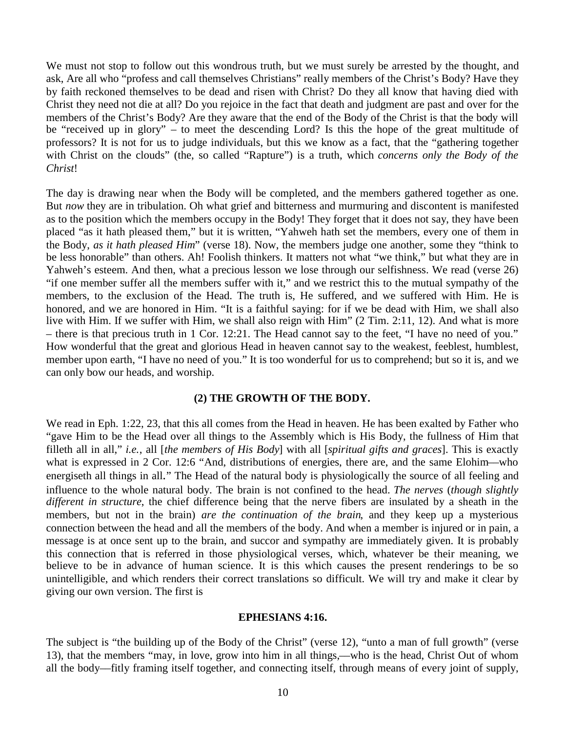We must not stop to follow out this wondrous truth, but we must surely be arrested by the thought, and ask, Are all who "profess and call themselves Christians" really members of the Christ's Body? Have they by faith reckoned themselves to be dead and risen with Christ? Do they all know that having died with Christ they need not die at all? Do you rejoice in the fact that death and judgment are past and over for the members of the Christ's Body? Are they aware that the end of the Body of the Christ is that the body will be "received up in glory" – to meet the descending Lord? Is this the hope of the great multitude of professors? It is not for us to judge individuals, but this we know as a fact, that the "gathering together with Christ on the clouds" (the, so called "Rapture") is a truth, which *concerns only the Body of the Christ*!

The day is drawing near when the Body will be completed, and the members gathered together as one. But *now* they are in tribulation. Oh what grief and bitterness and murmuring and discontent is manifested as to the position which the members occupy in the Body! They forget that it does not say, they have been placed "as it hath pleased them," but it is written, "Yahweh hath set the members, every one of them in the Body, *as it hath pleased Him*" (verse 18). Now, the members judge one another, some they "think to be less honorable" than others. Ah! Foolish thinkers. It matters not what "we think," but what they are in Yahweh's esteem. And then, what a precious lesson we lose through our selfishness. We read (verse 26) "if one member suffer all the members suffer with it," and we restrict this to the mutual sympathy of the members, to the exclusion of the Head. The truth is, He suffered, and we suffered with Him. He is honored, and we are honored in Him. "It is a faithful saying: for if we be dead with Him, we shall also live with Him. If we suffer with Him, we shall also reign with Him" (2 Tim. 2:11, 12). And what is more – there is that precious truth in 1 Cor. 12:21. The Head cannot say to the feet, "I have no need of you." How wonderful that the great and glorious Head in heaven cannot say to the weakest, feeblest, humblest, member upon earth, "I have no need of you." It is too wonderful for us to comprehend; but so it is, and we can only bow our heads, and worship.

### (2) THE GROWTH OF THE BODY.

We read in Eph. 1:22, 23, that this all comes from the Head in heaven. He has been exalted by Father who "gave Him to be the Head over all things to the Assembly which is His Body, the fullness of Him that filleth all in all," *i.e.*, all [*the members of His Body*] with all [*spiritual gifts and graces*]. This is exactly what is expressed in 2 Cor. 12:6 "And, distributions of energies, there are, and the same Elohim—who energiseth all things in all." The Head of the natural body is physiologically the source of all feeling and influence to the whole natural body. The brain is not confined to the head. *The nerves* (*though slightly different in structure*, the chief difference being that the nerve fibers are insulated by a sheath in the members, but not in the brain) *are the continuation of the brain*, and they keep up a mysterious connection between the head and all the members of the body. And when a member is injured or in pain, a message is at once sent up to the brain, and succor and sympathy are immediately given. It is probably this connection that is referred in those physiological verses, which, whatever be their meaning, we believe to be in advance of human science. It is this which causes the present renderings to be so unintelligible, and which renders their correct translations so difficult. We will try and make it clear by giving our own version. The first is

### EPHESIANS 4:16.

The subject is "the building up of the Body of the Christ" (verse 12), "unto a man of full growth" (verse 13), that the members "may, in love, grow into him in all things,—who is the head, Christ Out of whom all the body—fitly framing itself together, and connecting itself, through means of every joint of supply,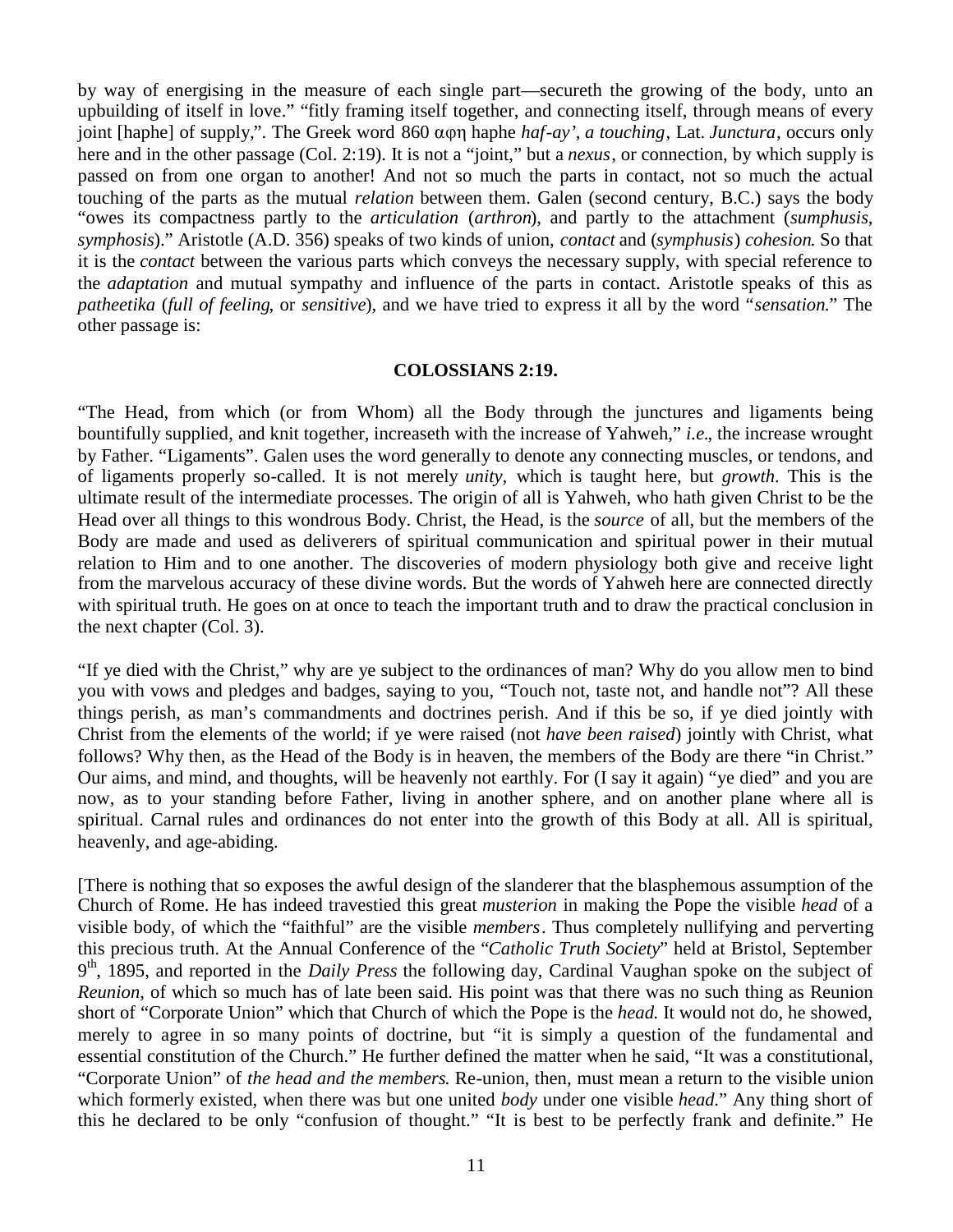by way of energising in the measure of each single part—secureth the growing of the body, unto an upbuilding of itself in love." "fitly framing itself together, and connecting itself, through means of every joint [haphe] of supply,". The Greek word 860 αφη haphe *haf-ay'*, *a touching*, Lat. *Junctura*, occurs only here and in the other passage (Col. 2:19). It is not a "joint," but a *nexus*, or connection, by which supply is passed on from one organ to another! And not so much the parts in contact, not so much the actual touching of the parts as the mutual *relation* between them. Galen (second century, B.C.) says the body "owes its compactness partly to the *articulation* (*arthron*), and partly to the attachment (*sumphusis*, *symphosis*)." Aristotle (A.D. 356) speaks of two kinds of union, *contact* and (*symphusis*) *cohesion*. So that it is the *contact* between the various parts which conveys the necessary supply, with special reference to the *adaptation* and mutual sympathy and influence of the parts in contact. Aristotle speaks of this as *patheetika* (*full of feeling*, or *sensitive*), and we have tried to express it all by the word "*sensation*." The other passage is:

**COLOSSIANS 2:19.**

"The Head, from which (or from Whom) all the Body through the junctures and ligaments being bountifully supplied, and knit together, increaseth with the increase of Yahweh," *i.e.*, the increase wrought by Father. "Ligaments". Galen uses the word generally to denote any connecting muscles, or tendons, and of ligaments properly so-called. It is not merely *unity*, which is taught here, but *growth*. This is the ultimate result of the intermediate processes. The origin of all is Yahweh, who hath given Christ to be the Head over all things to this wondrous Body. Christ, the Head, is the *source* of all, but the members of the Body are made and used as deliverers of spiritual communication and spiritual power in their mutual relation to Him and to one another. The discoveries of modern physiology both give and receive light from the marvelous accuracy of these divine words. But the words of Yahweh here are connected directly with spiritual truth. He goes on at once to teach the important truth and to draw the practical conclusion in the next chapter (Col. 3).

"If ye died with the Christ," why are ye subject to the ordinances of man? Why do you allow men to bind you with vows and pledges and badges, saying to you, "Touch not, taste not, and handle not"? All these things perish, as man's commandments and doctrines perish. And if this be so, if ye died jointly with Christ from the elements of the world; if ye were raised (not *have been raised*) jointly with Christ, what follows? Why then, as the Head of the Body is in heaven, the members of the Body are there "in Christ." Our aims, and mind, and thoughts, will be heavenly not earthly. For (I say it again) "ye died" and you are now, as to your standing before Father, living in another sphere, and on another plane where all is spiritual. Carnal rules and ordinances do not enter into the growth of this Body at all. All is spiritual, heavenly, and age-abiding.

[There is nothing that so exposes the awful design of the slanderer that the blasphemous assumption of the Church of Rome. He has indeed travestied this great *musterion* in making the Pope the visible *head* of a visible body, of which the "faithful" are the visible *members*. Thus completely nullifying and perverting this precious truth. At the Annual Conference of the "*Catholic Truth Society*" held at Bristol, September 9th, 1895, and reported in the *Daily Press* the following day, Cardinal Vaughan spoke on the subject of *Reunion*, of which so much has of late been said. His point was that there was no such thing as Reunion short of "Corporate Union" which that Church of which the Pope is the *head*. It would not do, he showed, merely to agree in so many points of doctrine, but "it is simply a question of the fundamental and essential constitution of the Church." He further defined the matter when he said, "It was a constitutional, "Corporate Union" of *the head and the members*. Re-union, then, must mean a return to the visible union which formerly existed, when there was but one united *body* under one visible *head*." Any thing short of this he declared to be only "confusion of thought." "It is best to be perfectly frank and definite." He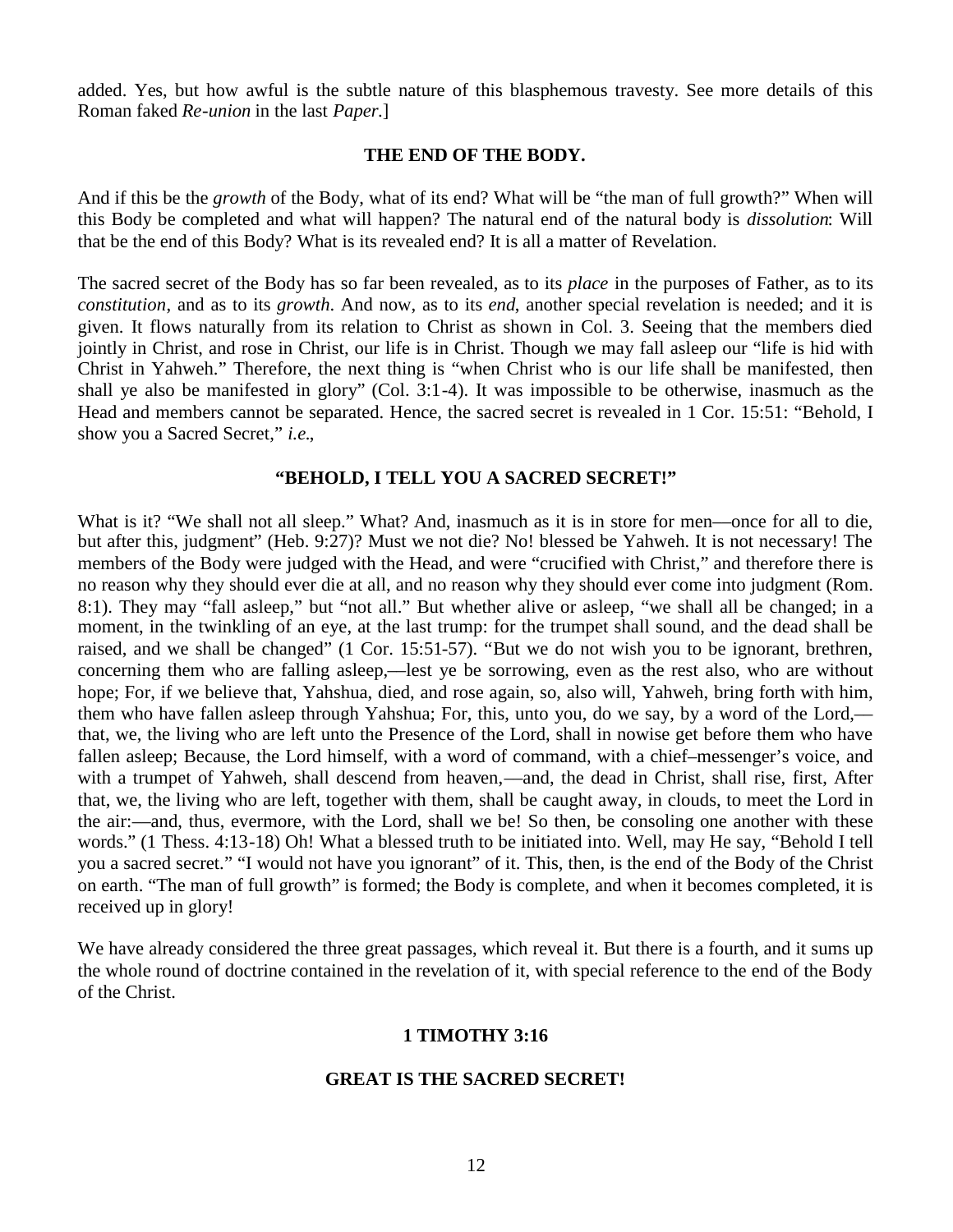added. Yes, but how awful is the subtle nature of this blasphemous travesty. See more details of this Roman faked *Re-union* in the last *Paper.*]

## THE END OF THE BODY.

And if this be the *growth* of the Body, what of its end? What will be "the man of full growth?" When will this Body be completed and what will happen? The natural end of the natural body is *dissolution*: Will that be the end of this Body? What is its revealed end? It is all a matter of Revelation.

The sacred secret of the Body has so far been revealed, as to its *place* in the purposes of Father, as to its *constitution,* and as to its *growth*. And now, as to its *end*, another special revelation is needed; and it is given. It flows naturally from its relation to Christ as shown in Col. 3. Seeing that the members died jointly in Christ, and rose in Christ, our life is in Christ. Though we may fall asleep our "life is hid with Christ in Yahweh." Therefore, the next thing is "when Christ who is our life shall be manifested, then shall ye also be manifested in glory" (Col. 3:1-4). It was impossible to be otherwise, inasmuch as the Head and members cannot be separated. Hence, the sacred secret is revealed in 1 Cor. 15:51: "Behold, I show you a Sacred Secret," *i.e.*,

## "BEHOLD, I TELL YOU A SACRED SECRET!"

What is it? "We shall not all sleep." What? And, inasmuch as it is in store for men—once for all to die, but after this, judgment" (Heb. 9:27)? Must we not die? No! blessed be Yahweh. It is not necessary! The members of the Body were judged with the Head, and were "crucified with Christ," and therefore there is no reason why they should ever die at all, and no reason why they should ever come into judgment (Rom. 8:1). They may "fall asleep," but "not all." But whether alive or asleep, "we shall all be changed; in a moment, in the twinkling of an eye, at the last trump: for the trumpet shall sound, and the dead shall be raised, and we shall be changed" (1 Cor. 15:51-57). "But we do not wish you to be ignorant, brethren, concerning them who are falling asleep,—lest ye be sorrowing, even as the rest also, who are without hope; For, if we believe that, Yahshua, died, and rose again, so, also will, Yahweh, bring forth with him, them who have fallen asleep through Yahshua; For, this, unto you, do we say, by a word of the Lord,—that, we, the living who are left unto the Presence of the Lord, shall in nowise get before them who have fallen asleep; Because, the Lord himself, with a word of command, with a chief–messenger's voice, and with a trumpet of Yahweh, shall descend from heaven,—and, the dead in Christ, shall rise, first, After that, we, the living who are left, together with them, shall be caught away, in clouds, to meet the Lord in the air:—and, thus, evermore, with the Lord, shall we be! So then, be consoling one another with these words." (1 Thess. 4:13-18) Oh! What a blessed truth to be initiated into. Well, may He say, "Behold I tell you a sacred secret." "I would not have you ignorant" of it. This, then, is the end of the Body of the Christ on earth. "The man of full growth" is formed; the Body is complete, and when it becomes completed, it is received up in glory!

We have already considered the three great passages, which reveal it. But there is a fourth, and it sums up the whole round of doctrine contained in the revelation of it, with special reference to the end of the Body of the Christ.

## 1 TIMOTHY 3:16

## GREAT IS THE SACRED SECRET!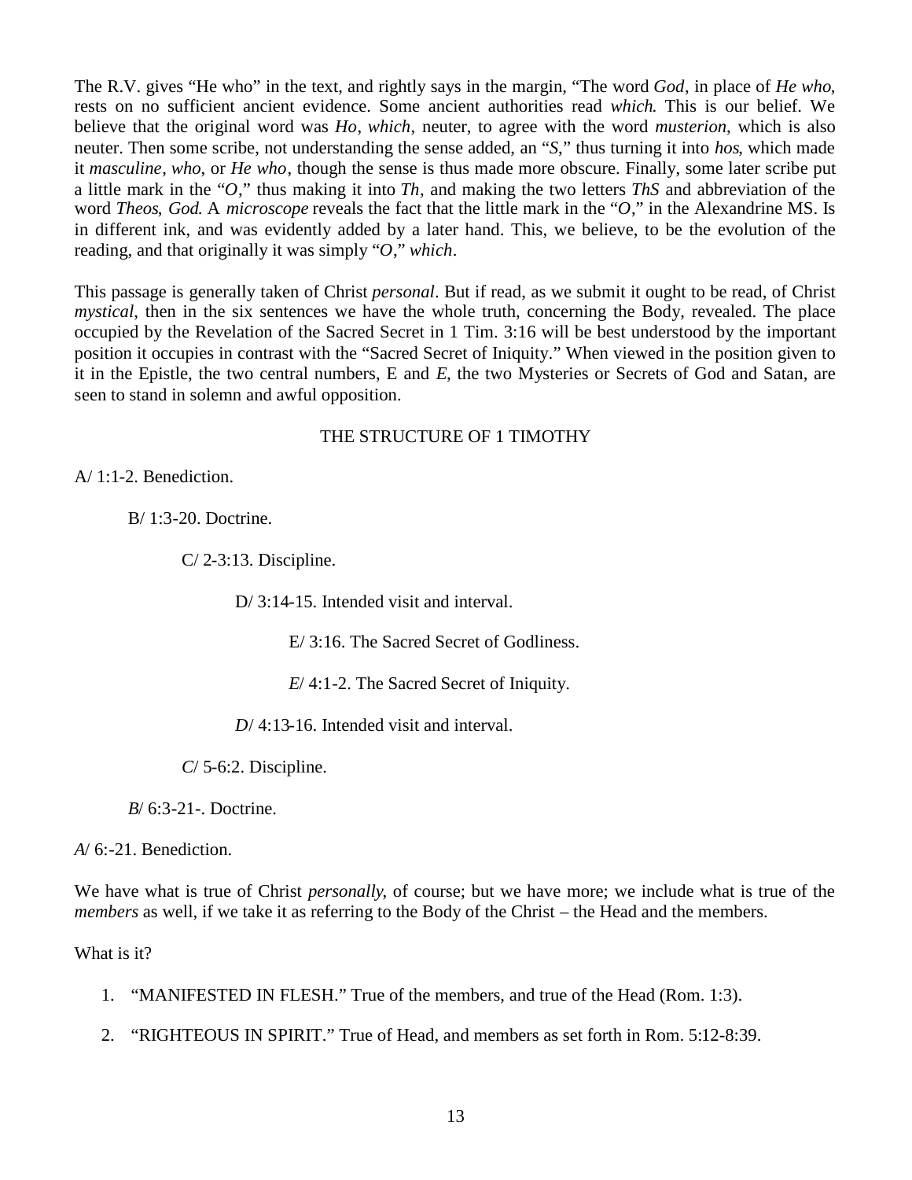The R.V. gives "He who" in the text, and rightly says in the margin, "The word *God*, in place of *He who*, rests on no sufficient ancient evidence. Some ancient authorities read *which*. This is our belief. We believe that the original word was *Ho*, *which*, neuter, to agree with the word *musterion*, which is also neuter. Then some scribe, not understanding the sense added, an "*S*," thus turning it into *hos*, which made it *masculine*, *who*, or *He who*, though the sense is thus made more obscure. Finally, some later scribe put a little mark in the "*O*," thus making it into *Th*, and making the two letters *ThS* and abbreviation of the word *Theos*, *God*. A *microscope* reveals the fact that the little mark in the "*O*," in the Alexandrine MS. Is in different ink, and was evidently added by a later hand. This, we believe, to be the evolution of the reading, and that originally it was simply "*O*," *which*.

This passage is generally taken of Christ *personal*. But if read, as we submit it ought to be read, of Christ *mystical*, then in the six sentences we have the whole truth, concerning the Body, revealed. The place occupied by the Revelation of the Sacred Secret in 1 Tim. 3:16 will be best understood by the important position it occupies in contrast with the "Sacred Secret of Iniquity." When viewed in the position given to it in the Epistle, the two central numbers, E and *E*, the two Mysteries or Secrets of God and Satan, are seen to stand in solemn and awful opposition.

THE STRUCTURE OF 1 TIMOTHY

A/ 1:1-2. Benediction.

B/ 1:3-20. Doctrine.

C/ 2-3:13. Discipline.

D/ 3:14-15. Intended visit and interval.

E/ 3:16. The Sacred Secret of Godliness.

*E*/ 4:1-2. The Sacred Secret of Iniquity.

*D*/ 4:13-16. Intended visit and interval.

*C*/ 5-6:2. Discipline.

*B*/ 6:3-21-. Doctrine.

*A*/ 6:-21. Benediction.

We have what is true of Christ *personally*, of course; but we have more; we include what is true of the *members* as well, if we take it as referring to the Body of the Christ – the Head and the members.

What is it?

1. "MANIFESTED IN FLESH." True of the members, and true of the Head (Rom. 1:3).
2. "RIGHTEOUS IN SPIRIT." True of Head, and members as set forth in Rom. 5:12-8:39.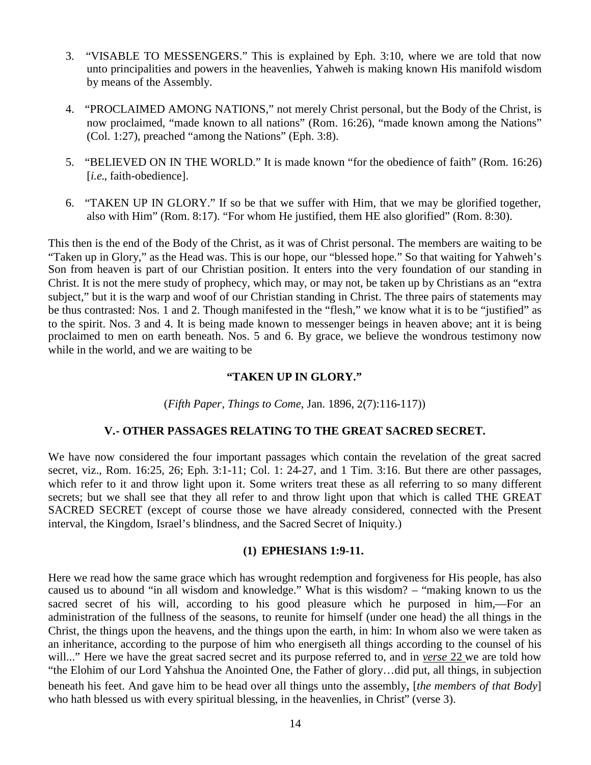3. "VISABLE TO MESSENGERS." This is explained by Eph. 3:10, where we are told that now unto principalities and powers in the heavenlies, Yahweh is making known His manifold wisdom by means of the Assembly.

4. "PROCLAIMED AMONG NATIONS," not merely Christ personal, but the Body of the Christ, is now proclaimed, "made known to all nations" (Rom. 16:26), "made known among the Nations" (Col. 1:27), preached "among the Nations" (Eph. 3:8).

5. "BELIEVED ON IN THE WORLD." It is made known "for the obedience of faith" (Rom. 16:26) [*i.e*., faith-obedience].

6. "TAKEN UP IN GLORY." If so be that we suffer with Him, that we may be glorified together, also with Him" (Rom. 8:17). "For whom He justified, them HE also glorified" (Rom. 8:30).

This then is the end of the Body of the Christ, as it was of Christ personal. The members are waiting to be "Taken up in Glory," as the Head was. This is our hope, our "blessed hope." So that waiting for Yahweh's Son from heaven is part of our Christian position. It enters into the very foundation of our standing in Christ. It is not the mere study of prophecy, which may, or may not, be taken up by Christians as an "extra subject," but it is the warp and woof of our Christian standing in Christ. The three pairs of statements may be thus contrasted: Nos. 1 and 2. Though manifested in the "flesh," we know what it is to be "justified" as to the spirit. Nos. 3 and 4. It is being made known to messenger beings in heaven above; ant it is being proclaimed to men on earth beneath. Nos. 5 and 6. By grace, we believe the wondrous testimony now while in the world, and we are waiting to be

**"TAKEN UP IN GLORY."**

(*Fifth Paper*, *Things to Come*, Jan. 1896, 2(7):116-117))

### V.- OTHER PASSAGES RELATING TO THE GREAT SACRED SECRET.

We have now considered the four important passages which contain the revelation of the great sacred secret, viz., Rom. 16:25, 26; Eph. 3:1-11; Col. 1: 24-27, and 1 Tim. 3:16. But there are other passages, which refer to it and throw light upon it. Some writers treat these as all referring to so many different secrets; but we shall see that they all refer to and throw light upon that which is called THE GREAT SACRED SECRET (except of course those we have already considered, connected with the Present interval, the Kingdom, Israel's blindness, and the Sacred Secret of Iniquity.)

#### (1) EPHESIANS 1:9-11.

Here we read how the same grace which has wrought redemption and forgiveness for His people, has also caused us to abound "in all wisdom and knowledge." What is this wisdom? – "making known to us the sacred secret of his will, according to his good pleasure which he purposed in him,—For an administration of the fullness of the seasons, to reunite for himself (under one head) the all things in the Christ, the things upon the heavens, and the things upon the earth, in him: In whom also we were taken as an inheritance, according to the purpose of him who energiseth all things according to the counsel of his will..." Here we have the great sacred secret and its purpose referred to, and in *verse* 22 we are told how "the Elohim of our Lord Yahshua the Anointed One, the Father of glory…did put, all things, in subjection beneath his feet. And gave him to be head over all things unto the assembly, [*the members of that Body*] who hath blessed us with every spiritual blessing, in the heavenlies, in Christ" (verse 3).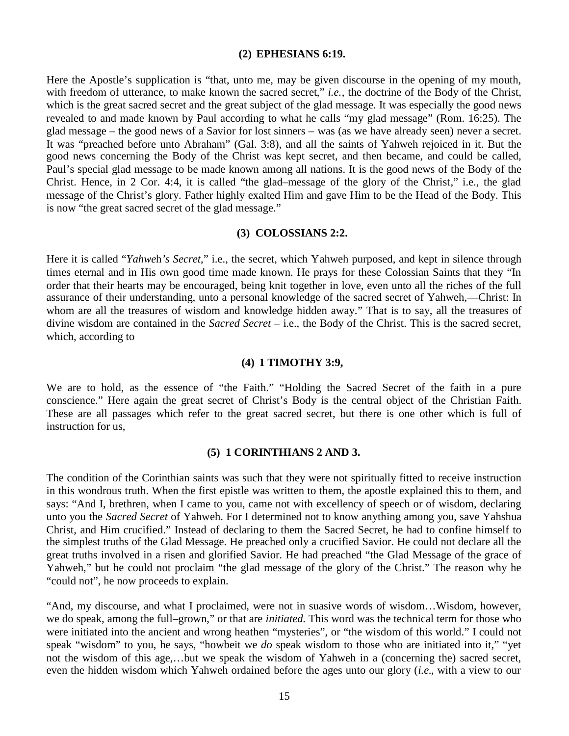### (2) EPHESIANS 6:19.

Here the Apostle's supplication is "that, unto me, may be given discourse in the opening of my mouth, with freedom of utterance, to make known the sacred secret," *i.e.*, the doctrine of the Body of the Christ, which is the great sacred secret and the great subject of the glad message. It was especially the good news revealed to and made known by Paul according to what he calls "my glad message" (Rom. 16:25). The glad message – the good news of a Savior for lost sinners – was (as we have already seen) never a secret. It was "preached before unto Abraham" (Gal. 3:8), and all the saints of Yahweh rejoiced in it. But the good news concerning the Body of the Christ was kept secret, and then became, and could be called, Paul's special glad message to be made known among all nations. It is the good news of the Body of the Christ. Hence, in 2 Cor. 4:4, it is called "the glad–message of the glory of the Christ," i.e., the glad message of the Christ's glory. Father highly exalted Him and gave Him to be the Head of the Body. This is now "the great sacred secret of the glad message."

### (3) COLOSSIANS 2:2.

Here it is called "*Yahweh's Secret*," i.e., the secret, which Yahweh purposed, and kept in silence through times eternal and in His own good time made known. He prays for these Colossian Saints that they "In order that their hearts may be encouraged, being knit together in love, even unto all the riches of the full assurance of their understanding, unto a personal knowledge of the sacred secret of Yahweh,—Christ: In whom are all the treasures of wisdom and knowledge hidden away." That is to say, all the treasures of divine wisdom are contained in the *Sacred Secret* – i.e., the Body of the Christ. This is the sacred secret, which, according to

### (4) 1 TIMOTHY 3:9,

We are to hold, as the essence of "the Faith." "Holding the Sacred Secret of the faith in a pure conscience." Here again the great secret of Christ's Body is the central object of the Christian Faith. These are all passages which refer to the great sacred secret, but there is one other which is full of instruction for us,

### (5) 1 CORINTHIANS 2 AND 3.

The condition of the Corinthian saints was such that they were not spiritually fitted to receive instruction in this wondrous truth. When the first epistle was written to them, the apostle explained this to them, and says: "And I, brethren, when I came to you, came not with excellency of speech or of wisdom, declaring unto you the *Sacred Secret* of Yahweh. For I determined not to know anything among you, save Yahshua Christ, and Him crucified." Instead of declaring to them the Sacred Secret, he had to confine himself to the simplest truths of the Glad Message. He preached only a crucified Savior. He could not declare all the great truths involved in a risen and glorified Savior. He had preached "the Glad Message of the grace of Yahweh," but he could not proclaim "the glad message of the glory of the Christ." The reason why he "could not", he now proceeds to explain.

"And, my discourse, and what I proclaimed, were not in suasive words of wisdom…Wisdom, however, we do speak, among the full–grown," or that are *initiated.* This word was the technical term for those who were initiated into the ancient and wrong heathen "mysteries", or "the wisdom of this world." I could not speak "wisdom" to you, he says, "howbeit we *do* speak wisdom to those who are initiated into it," "yet not the wisdom of this age,…but we speak the wisdom of Yahweh in a (concerning the) sacred secret, even the hidden wisdom which Yahweh ordained before the ages unto our glory (*i.e.*, with a view to our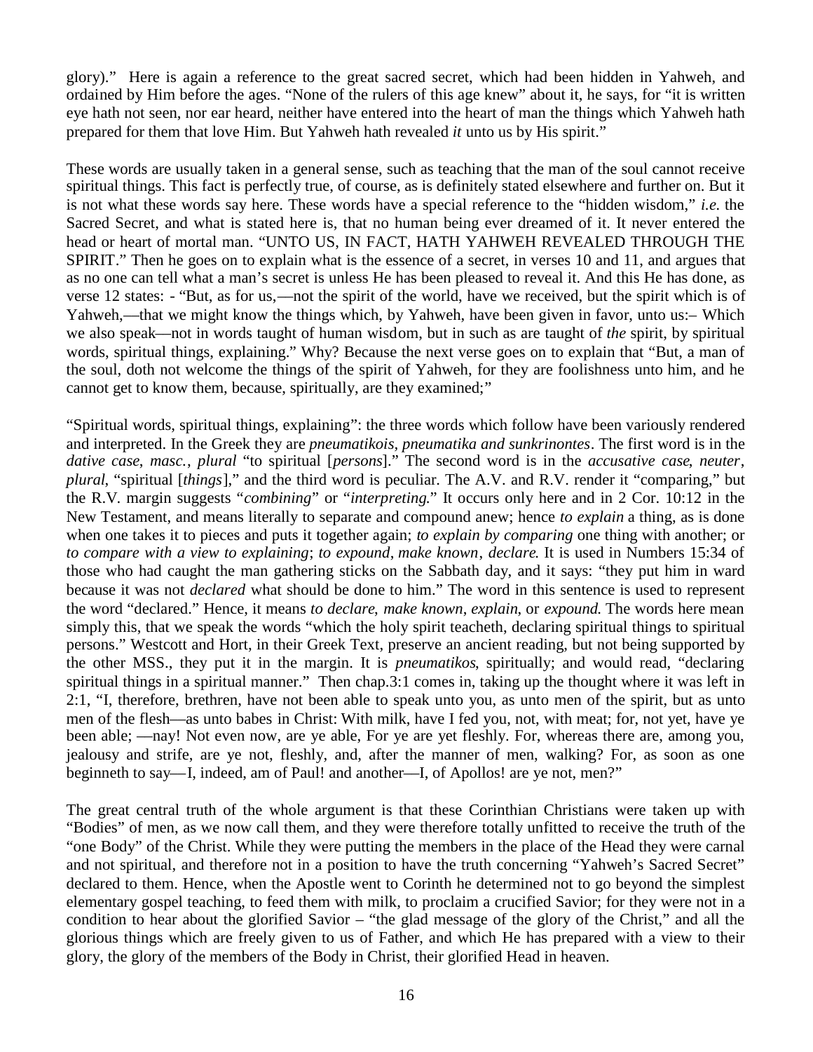glory)." Here is again a reference to the great sacred secret, which had been hidden in Yahweh, and ordained by Him before the ages. "None of the rulers of this age knew" about it, he says, for "it is written eye hath not seen, nor ear heard, neither have entered into the heart of man the things which Yahweh hath prepared for them that love Him. But Yahweh hath revealed *it* unto us by His spirit."

These words are usually taken in a general sense, such as teaching that the man of the soul cannot receive spiritual things. This fact is perfectly true, of course, as is definitely stated elsewhere and further on. But it is not what these words say here. These words have a special reference to the "hidden wisdom," *i.e.* the Sacred Secret, and what is stated here is, that no human being ever dreamed of it. It never entered the head or heart of mortal man. "UNTO US, IN FACT, HATH YAHWEH REVEALED THROUGH THE SPIRIT." Then he goes on to explain what is the essence of a secret, in verses 10 and 11, and argues that as no one can tell what a man's secret is unless He has been pleased to reveal it. And this He has done, as verse 12 states: - "But, as for us,—not the spirit of the world, have we received, but the spirit which is of Yahweh,—that we might know the things which, by Yahweh, have been given in favor, unto us:– Which we also speak—not in words taught of human wisdom, but in such as are taught of *the* spirit, by spiritual words, spiritual things, explaining." Why? Because the next verse goes on to explain that "But, a man of the soul, doth not welcome the things of the spirit of Yahweh, for they are foolishness unto him, and he cannot get to know them, because, spiritually, are they examined;"

"Spiritual words, spiritual things, explaining": the three words which follow have been variously rendered and interpreted. In the Greek they are *pneumatikois, pneumatika and sunkrinontes*. The first word is in the *dative case*, *masc.*, *plural* "to spiritual [*persons*]." The second word is in the *accusative case*, *neuter*, *plural*, "spiritual [*things*]," and the third word is peculiar. The A.V. and R.V. render it "comparing," but the R.V. margin suggests "*combining*" or "*interpreting*." It occurs only here and in 2 Cor. 10:12 in the New Testament, and means literally to separate and compound anew; hence *to explain* a thing, as is done when one takes it to pieces and puts it together again; *to explain by comparing* one thing with another; or *to compare with a view to explaining*; *to expound*, *make known*, *declare*. It is used in Numbers 15:34 of those who had caught the man gathering sticks on the Sabbath day, and it says: "they put him in ward because it was not *declared* what should be done to him." The word in this sentence is used to represent the word "declared." Hence, it means *to declare*, *make known*, *explain*, or *expound*. The words here mean simply this, that we speak the words "which the holy spirit teacheth, declaring spiritual things to spiritual persons." Westcott and Hort, in their Greek Text, preserve an ancient reading, but not being supported by the other MSS., they put it in the margin. It is *pneumatikos*, spiritually; and would read, "declaring spiritual things in a spiritual manner." Then chap.3:1 comes in, taking up the thought where it was left in 2:1, "I, therefore, brethren, have not been able to speak unto you, as unto men of the spirit, but as unto men of the flesh—as unto babes in Christ: With milk, have I fed you, not, with meat; for, not yet, have ye been able; —nay! Not even now, are ye able, For ye are yet fleshly. For, whereas there are, among you, jealousy and strife, are ye not, fleshly, and, after the manner of men, walking? For, as soon as one beginneth to say—I, indeed, am of Paul! and another—I, of Apollos! are ye not, men?"

The great central truth of the whole argument is that these Corinthian Christians were taken up with "Bodies" of men, as we now call them, and they were therefore totally unfitted to receive the truth of the "one Body" of the Christ. While they were putting the members in the place of the Head they were carnal and not spiritual, and therefore not in a position to have the truth concerning "Yahweh's Sacred Secret" declared to them. Hence, when the Apostle went to Corinth he determined not to go beyond the simplest elementary gospel teaching, to feed them with milk, to proclaim a crucified Savior; for they were not in a condition to hear about the glorified Savior – "the glad message of the glory of the Christ," and all the glorious things which are freely given to us of Father, and which He has prepared with a view to their glory, the glory of the members of the Body in Christ, their glorified Head in heaven.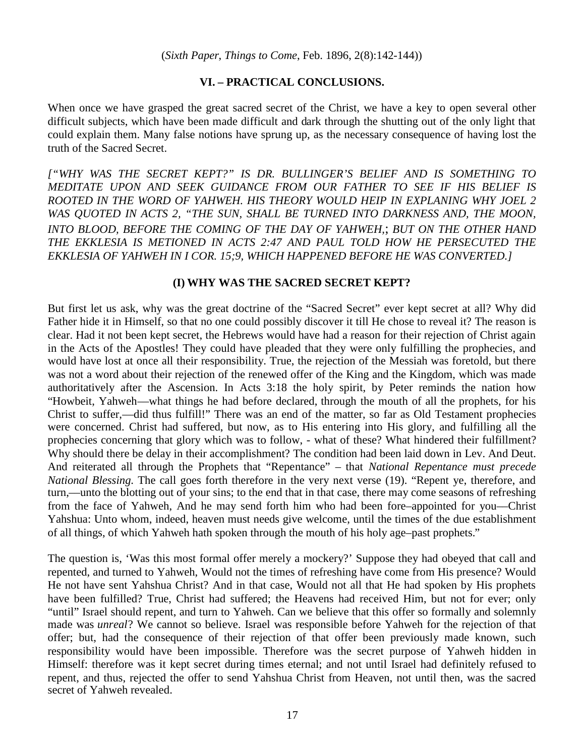(*Sixth Paper*, *Things to Come*, Feb. 1896, 2(8):142-144))

### VI. – PRACTICAL CONCLUSIONS.

When once we have grasped the great sacred secret of the Christ, we have a key to open several other difficult subjects, which have been made difficult and dark through the shutting out of the only light that could explain them. Many false notions have sprung up, as the necessary consequence of having lost the truth of the Sacred Secret.

*[“WHY WAS THE SECRET KEPT?” IS DR. BULLINGER’S BELIEF AND IS SOMETHING TO MEDITATE UPON AND SEEK GUIDANCE FROM OUR FATHER TO SEE IF HIS BELIEF IS ROOTED IN THE WORD OF YAHWEH. HIS THEORY WOULD HEIP IN EXPLANING WHY JOEL 2 WAS QUOTED IN ACTS 2, “THE SUN, SHALL BE TURNED INTO DARKNESS AND, THE MOON, INTO BLOOD, BEFORE THE COMING OF THE DAY OF YAHWEH,; BUT ON THE OTHER HAND THE EKKLESIA IS METIONED IN ACTS 2:47 AND PAUL TOLD HOW HE PERSECUTED THE EKKLESIA OF YAHWEH IN I COR. 15;9, WHICH HAPPENED BEFORE HE WAS CONVERTED.]*

### (I) WHY WAS THE SACRED SECRET KEPT?

But first let us ask, why was the great doctrine of the “Sacred Secret” ever kept secret at all? Why did Father hide it in Himself, so that no one could possibly discover it till He chose to reveal it? The reason is clear. Had it not been kept secret, the Hebrews would have had a reason for their rejection of Christ again in the Acts of the Apostles! They could have pleaded that they were only fulfilling the prophecies, and would have lost at once all their responsibility. True, the rejection of the Messiah was foretold, but there was not a word about their rejection of the renewed offer of the King and the Kingdom, which was made authoritatively after the Ascension. In Acts 3:18 the holy spirit, by Peter reminds the nation how “Howbeit, Yahweh—what things he had before declared, through the mouth of all the prophets, for his Christ to suffer,—did thus fulfill!” There was an end of the matter, so far as Old Testament prophecies were concerned. Christ had suffered, but now, as to His entering into His glory, and fulfilling all the prophecies concerning that glory which was to follow, - what of these? What hindered their fulfillment? Why should there be delay in their accomplishment? The condition had been laid down in Lev. And Deut. And reiterated all through the Prophets that “Repentance” – that *National Repentance must precede National Blessing.* The call goes forth therefore in the very next verse (19). “Repent ye, therefore, and turn,—unto the blotting out of your sins; to the end that in that case, there may come seasons of refreshing from the face of Yahweh, And he may send forth him who had been fore–appointed for you—Christ Yahshua: Unto whom, indeed, heaven must needs give welcome, until the times of the due establishment of all things, of which Yahweh hath spoken through the mouth of his holy age–past prophets.”

The question is, ‘Was this most formal offer merely a mockery?’ Suppose they had obeyed that call and repented, and turned to Yahweh, Would not the times of refreshing have come from His presence? Would He not have sent Yahshua Christ? And in that case, Would not all that He had spoken by His prophets have been fulfilled? True, Christ had suffered; the Heavens had received Him, but not for ever; only “until” Israel should repent, and turn to Yahweh. Can we believe that this offer so formally and solemnly made was *unreal*? We cannot so believe. Israel was responsible before Yahweh for the rejection of that offer; but, had the consequence of their rejection of that offer been previously made known, such responsibility would have been impossible. Therefore was the secret purpose of Yahweh hidden in Himself: therefore was it kept secret during times eternal; and not until Israel had definitely refused to repent, and thus, rejected the offer to send Yahshua Christ from Heaven, not until then, was the sacred secret of Yahweh revealed.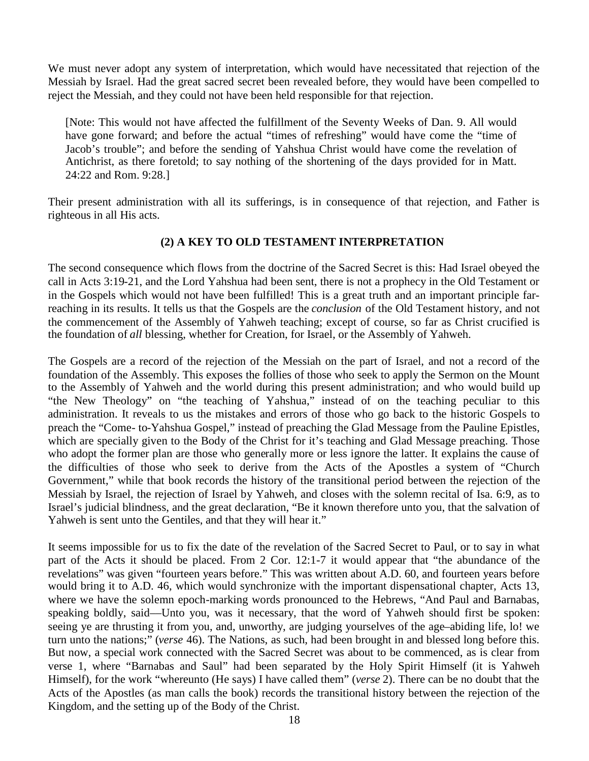We must never adopt any system of interpretation, which would have necessitated that rejection of the Messiah by Israel. Had the great sacred secret been revealed before, they would have been compelled to reject the Messiah, and they could not have been held responsible for that rejection.

> [Note: This would not have affected the fulfillment of the Seventy Weeks of Dan. 9. All would have gone forward; and before the actual "times of refreshing" would have come the "time of Jacob's trouble"; and before the sending of Yahshua Christ would have come the revelation of Antichrist, as there foretold; to say nothing of the shortening of the days provided for in Matt. 24:22 and Rom. 9:28.]

Their present administration with all its sufferings, is in consequence of that rejection, and Father is righteous in all His acts.

### (2) A KEY TO OLD TESTAMENT INTERPRETATION

The second consequence which flows from the doctrine of the Sacred Secret is this: Had Israel obeyed the call in Acts 3:19-21, and the Lord Yahshua had been sent, there is not a prophecy in the Old Testament or in the Gospels which would not have been fulfilled! This is a great truth and an important principle far-reaching in its results. It tells us that the Gospels are the *conclusion* of the Old Testament history, and not the commencement of the Assembly of Yahweh teaching; except of course, so far as Christ crucified is the foundation of *all* blessing, whether for Creation, for Israel, or the Assembly of Yahweh.

The Gospels are a record of the rejection of the Messiah on the part of Israel, and not a record of the foundation of the Assembly. This exposes the follies of those who seek to apply the Sermon on the Mount to the Assembly of Yahweh and the world during this present administration; and who would build up "the New Theology" on "the teaching of Yahshua," instead of on the teaching peculiar to this administration. It reveals to us the mistakes and errors of those who go back to the historic Gospels to preach the "Come- to-Yahshua Gospel," instead of preaching the Glad Message from the Pauline Epistles, which are specially given to the Body of the Christ for it's teaching and Glad Message preaching. Those who adopt the former plan are those who generally more or less ignore the latter. It explains the cause of the difficulties of those who seek to derive from the Acts of the Apostles a system of "Church Government," while that book records the history of the transitional period between the rejection of the Messiah by Israel, the rejection of Israel by Yahweh, and closes with the solemn recital of Isa. 6:9, as to Israel's judicial blindness, and the great declaration, "Be it known therefore unto you, that the salvation of Yahweh is sent unto the Gentiles, and that they will hear it."

It seems impossible for us to fix the date of the revelation of the Sacred Secret to Paul, or to say in what part of the Acts it should be placed. From 2 Cor. 12:1-7 it would appear that "the abundance of the revelations" was given "fourteen years before." This was written about A.D. 60, and fourteen years before would bring it to A.D. 46, which would synchronize with the important dispensational chapter, Acts 13, where we have the solemn epoch-marking words pronounced to the Hebrews, "And Paul and Barnabas, speaking boldly, said—Unto you, was it necessary, that the word of Yahweh should first be spoken: seeing ye are thrusting it from you, and, unworthy, are judging yourselves of the age–abiding life, lo! we turn unto the nations;" (*verse* 46). The Nations, as such, had been brought in and blessed long before this. But now, a special work connected with the Sacred Secret was about to be commenced, as is clear from verse 1, where "Barnabas and Saul" had been separated by the Holy Spirit Himself (it is Yahweh Himself), for the work "whereunto (He says) I have called them" (*verse* 2). There can be no doubt that the Acts of the Apostles (as man calls the book) records the transitional history between the rejection of the Kingdom, and the setting up of the Body of the Christ.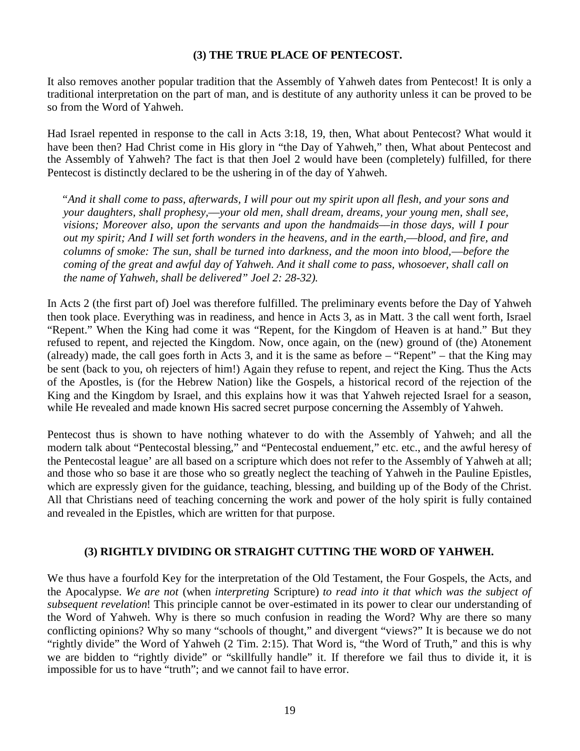### (3) THE TRUE PLACE OF PENTECOST.

It also removes another popular tradition that the Assembly of Yahweh dates from Pentecost! It is only a traditional interpretation on the part of man, and is destitute of any authority unless it can be proved to be so from the Word of Yahweh.

Had Israel repented in response to the call in Acts 3:18, 19, then, What about Pentecost? What would it have been then? Had Christ come in His glory in "the Day of Yahweh," then, What about Pentecost and the Assembly of Yahweh? The fact is that then Joel 2 would have been (completely) fulfilled, for there Pentecost is distinctly declared to be the ushering in of the day of Yahweh.

> "*And it shall come to pass, afterwards, I will pour out my spirit upon all flesh, and your sons and your daughters, shall prophesy,—your old men, shall dream, dreams, your young men, shall see, visions; Moreover also, upon the servants and upon the handmaids—in those days, will I pour out my spirit; And I will set forth wonders in the heavens, and in the earth,—blood, and fire, and columns of smoke: The sun, shall be turned into darkness, and the moon into blood,—before the coming of the great and awful day of Yahweh. And it shall come to pass, whosoever, shall call on the name of Yahweh, shall be delivered" Joel 2: 28-32).*

In Acts 2 (the first part of) Joel was therefore fulfilled. The preliminary events before the Day of Yahweh then took place. Everything was in readiness, and hence in Acts 3, as in Matt. 3 the call went forth, Israel "Repent." When the King had come it was "Repent, for the Kingdom of Heaven is at hand." But they refused to repent, and rejected the Kingdom. Now, once again, on the (new) ground of (the) Atonement (already) made, the call goes forth in Acts 3, and it is the same as before – "Repent" – that the King may be sent (back to you, oh rejecters of him!) Again they refuse to repent, and reject the King. Thus the Acts of the Apostles, is (for the Hebrew Nation) like the Gospels, a historical record of the rejection of the King and the Kingdom by Israel, and this explains how it was that Yahweh rejected Israel for a season, while He revealed and made known His sacred secret purpose concerning the Assembly of Yahweh.

Pentecost thus is shown to have nothing whatever to do with the Assembly of Yahweh; and all the modern talk about "Pentecostal blessing," and "Pentecostal enduement," etc. etc., and the awful heresy of the Pentecostal league' are all based on a scripture which does not refer to the Assembly of Yahweh at all; and those who so base it are those who so greatly neglect the teaching of Yahweh in the Pauline Epistles, which are expressly given for the guidance, teaching, blessing, and building up of the Body of the Christ. All that Christians need of teaching concerning the work and power of the holy spirit is fully contained and revealed in the Epistles, which are written for that purpose.

### (3) RIGHTLY DIVIDING OR STRAIGHT CUTTING THE WORD OF YAHWEH.

We thus have a fourfold Key for the interpretation of the Old Testament, the Four Gospels, the Acts, and the Apocalypse. *We are not* (when *interpreting* Scripture) *to read into it that which was the subject of subsequent revelation*! This principle cannot be over-estimated in its power to clear our understanding of the Word of Yahweh. Why is there so much confusion in reading the Word? Why are there so many conflicting opinions? Why so many "schools of thought," and divergent "views?" It is because we do not "rightly divide" the Word of Yahweh (2 Tim. 2:15). That Word is, "the Word of Truth," and this is why we are bidden to "rightly divide" or "skillfully handle" it. If therefore we fail thus to divide it, it is impossible for us to have "truth"; and we cannot fail to have error.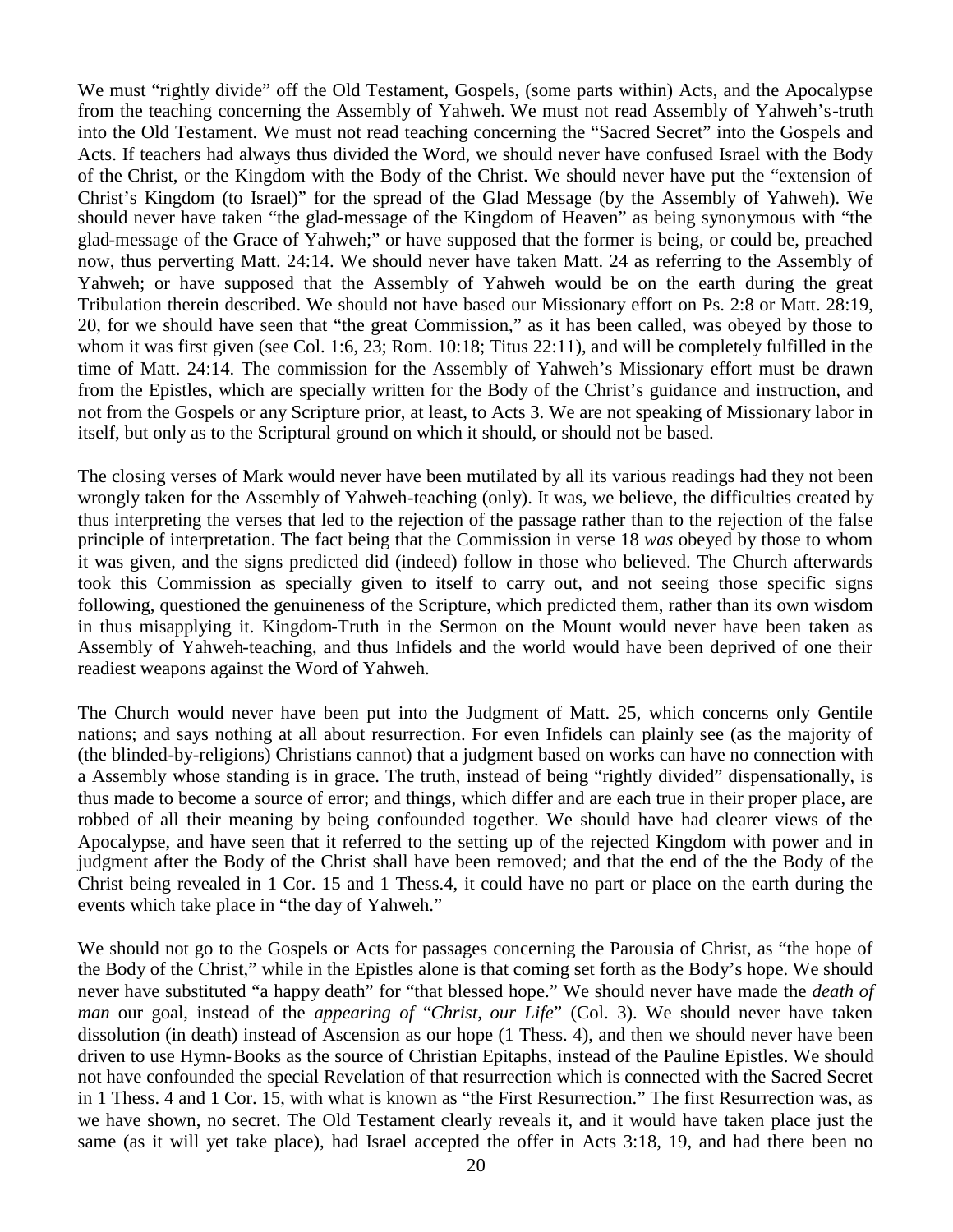We must “rightly divide” off the Old Testament, Gospels, (some parts within) Acts, and the Apocalypse from the teaching concerning the Assembly of Yahweh. We must not read Assembly of Yahweh’s-truth into the Old Testament. We must not read teaching concerning the “Sacred Secret” into the Gospels and Acts. If teachers had always thus divided the Word, we should never have confused Israel with the Body of the Christ, or the Kingdom with the Body of the Christ. We should never have put the “extension of Christ’s Kingdom (to Israel)” for the spread of the Glad Message (by the Assembly of Yahweh). We should never have taken “the glad-message of the Kingdom of Heaven” as being synonymous with “the glad-message of the Grace of Yahweh;” or have supposed that the former is being, or could be, preached now, thus perverting Matt. 24:14. We should never have taken Matt. 24 as referring to the Assembly of Yahweh; or have supposed that the Assembly of Yahweh would be on the earth during the great Tribulation therein described. We should not have based our Missionary effort on Ps. 2:8 or Matt. 28:19, 20, for we should have seen that “the great Commission,” as it has been called, was obeyed by those to whom it was first given (see Col. 1:6, 23; Rom. 10:18; Titus 22:11), and will be completely fulfilled in the time of Matt. 24:14. The commission for the Assembly of Yahweh’s Missionary effort must be drawn from the Epistles, which are specially written for the Body of the Christ’s guidance and instruction, and not from the Gospels or any Scripture prior, at least, to Acts 3. We are not speaking of Missionary labor in itself, but only as to the Scriptural ground on which it should, or should not be based.

The closing verses of Mark would never have been mutilated by all its various readings had they not been wrongly taken for the Assembly of Yahweh-teaching (only). It was, we believe, the difficulties created by thus interpreting the verses that led to the rejection of the passage rather than to the rejection of the false principle of interpretation. The fact being that the Commission in verse 18 *was* obeyed by those to whom it was given, and the signs predicted did (indeed) follow in those who believed. The Church afterwards took this Commission as specially given to itself to carry out, and not seeing those specific signs following, questioned the genuineness of the Scripture, which predicted them, rather than its own wisdom in thus misapplying it. Kingdom-Truth in the Sermon on the Mount would never have been taken as Assembly of Yahweh-teaching, and thus Infidels and the world would have been deprived of one their readiest weapons against the Word of Yahweh.

The Church would never have been put into the Judgment of Matt. 25, which concerns only Gentile nations; and says nothing at all about resurrection. For even Infidels can plainly see (as the majority of (the blinded-by-religions) Christians cannot) that a judgment based on works can have no connection with a Assembly whose standing is in grace. The truth, instead of being “rightly divided” dispensationally, is thus made to become a source of error; and things, which differ and are each true in their proper place, are robbed of all their meaning by being confounded together. We should have had clearer views of the Apocalypse, and have seen that it referred to the setting up of the rejected Kingdom with power and in judgment after the Body of the Christ shall have been removed; and that the end of the the Body of the Christ being revealed in 1 Cor. 15 and 1 Thess.4, it could have no part or place on the earth during the events which take place in “the day of Yahweh.”

We should not go to the Gospels or Acts for passages concerning the Parousia of Christ, as “the hope of the Body of the Christ,” while in the Epistles alone is that coming set forth as the Body’s hope. We should never have substituted “a happy death” for “that blessed hope.” We should never have made the *death of man* our goal, instead of the *appearing of* “*Christ*, *our Life*” (Col. 3). We should never have taken dissolution (in death) instead of Ascension as our hope (1 Thess. 4), and then we should never have been driven to use Hymn-Books as the source of Christian Epitaphs, instead of the Pauline Epistles. We should not have confounded the special Revelation of that resurrection which is connected with the Sacred Secret in 1 Thess. 4 and 1 Cor. 15, with what is known as “the First Resurrection.” The first Resurrection was, as we have shown, no secret. The Old Testament clearly reveals it, and it would have taken place just the same (as it will yet take place), had Israel accepted the offer in Acts 3:18, 19, and had there been no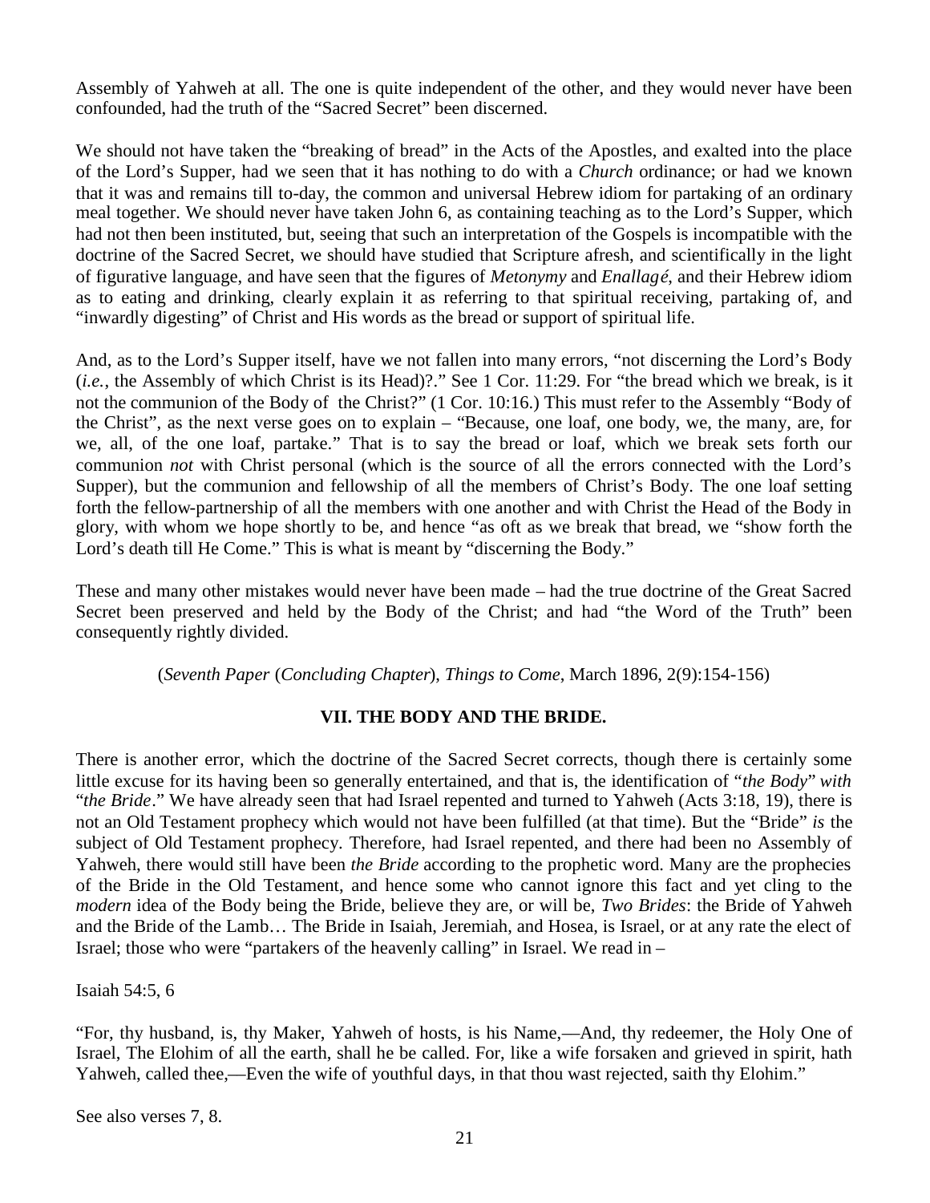Assembly of Yahweh at all. The one is quite independent of the other, and they would never have been confounded, had the truth of the "Sacred Secret" been discerned.

We should not have taken the "breaking of bread" in the Acts of the Apostles, and exalted into the place of the Lord's Supper, had we seen that it has nothing to do with a *Church* ordinance; or had we known that it was and remains till to-day, the common and universal Hebrew idiom for partaking of an ordinary meal together. We should never have taken John 6, as containing teaching as to the Lord's Supper, which had not then been instituted, but, seeing that such an interpretation of the Gospels is incompatible with the doctrine of the Sacred Secret, we should have studied that Scripture afresh, and scientifically in the light of figurative language, and have seen that the figures of *Metonymy* and *Enallagé*, and their Hebrew idiom as to eating and drinking, clearly explain it as referring to that spiritual receiving, partaking of, and "inwardly digesting" of Christ and His words as the bread or support of spiritual life.

And, as to the Lord's Supper itself, have we not fallen into many errors, "not discerning the Lord's Body (*i.e.*, the Assembly of which Christ is its Head)?." See 1 Cor. 11:29. For "the bread which we break, is it not the communion of the Body of  the Christ?" (1 Cor. 10:16.) This must refer to the Assembly "Body of the Christ", as the next verse goes on to explain – "Because, one loaf, one body, we, the many, are, for we, all, of the one loaf, partake." That is to say the bread or loaf, which we break sets forth our communion *not* with Christ personal (which is the source of all the errors connected with the Lord's Supper), but the communion and fellowship of all the members of Christ's Body. The one loaf setting forth the fellow-partnership of all the members with one another and with Christ the Head of the Body in glory, with whom we hope shortly to be, and hence "as oft as we break that bread, we "show forth the Lord's death till He Come." This is what is meant by "discerning the Body."

These and many other mistakes would never have been made – had the true doctrine of the Great Sacred Secret been preserved and held by the Body of the Christ; and had "the Word of the Truth" been consequently rightly divided.

(*Seventh Paper* (*Concluding Chapter*), *Things to Come*, March 1896, 2(9):154-156)

## VII. THE BODY AND THE BRIDE.

There is another error, which the doctrine of the Sacred Secret corrects, though there is certainly some little excuse for its having been so generally entertained, and that is, the identification of "*the Body*" *with* "*the Bride*." We have already seen that had Israel repented and turned to Yahweh (Acts 3:18, 19), there is not an Old Testament prophecy which would not have been fulfilled (at that time). But the "Bride" *is* the subject of Old Testament prophecy. Therefore, had Israel repented, and there had been no Assembly of Yahweh, there would still have been *the Bride* according to the prophetic word. Many are the prophecies of the Bride in the Old Testament, and hence some who cannot ignore this fact and yet cling to the *modern* idea of the Body being the Bride, believe they are, or will be, *Two Brides*: the Bride of Yahweh and the Bride of the Lamb… The Bride in Isaiah, Jeremiah, and Hosea, is Israel, or at any rate the elect of Israel; those who were "partakers of the heavenly calling" in Israel. We read in –

Isaiah 54:5, 6

"For, thy husband, is, thy Maker, Yahweh of hosts, is his Name,—And, thy redeemer, the Holy One of Israel, The Elohim of all the earth, shall he be called. For, like a wife forsaken and grieved in spirit, hath Yahweh, called thee,—Even the wife of youthful days, in that thou wast rejected, saith thy Elohim."

See also verses 7, 8.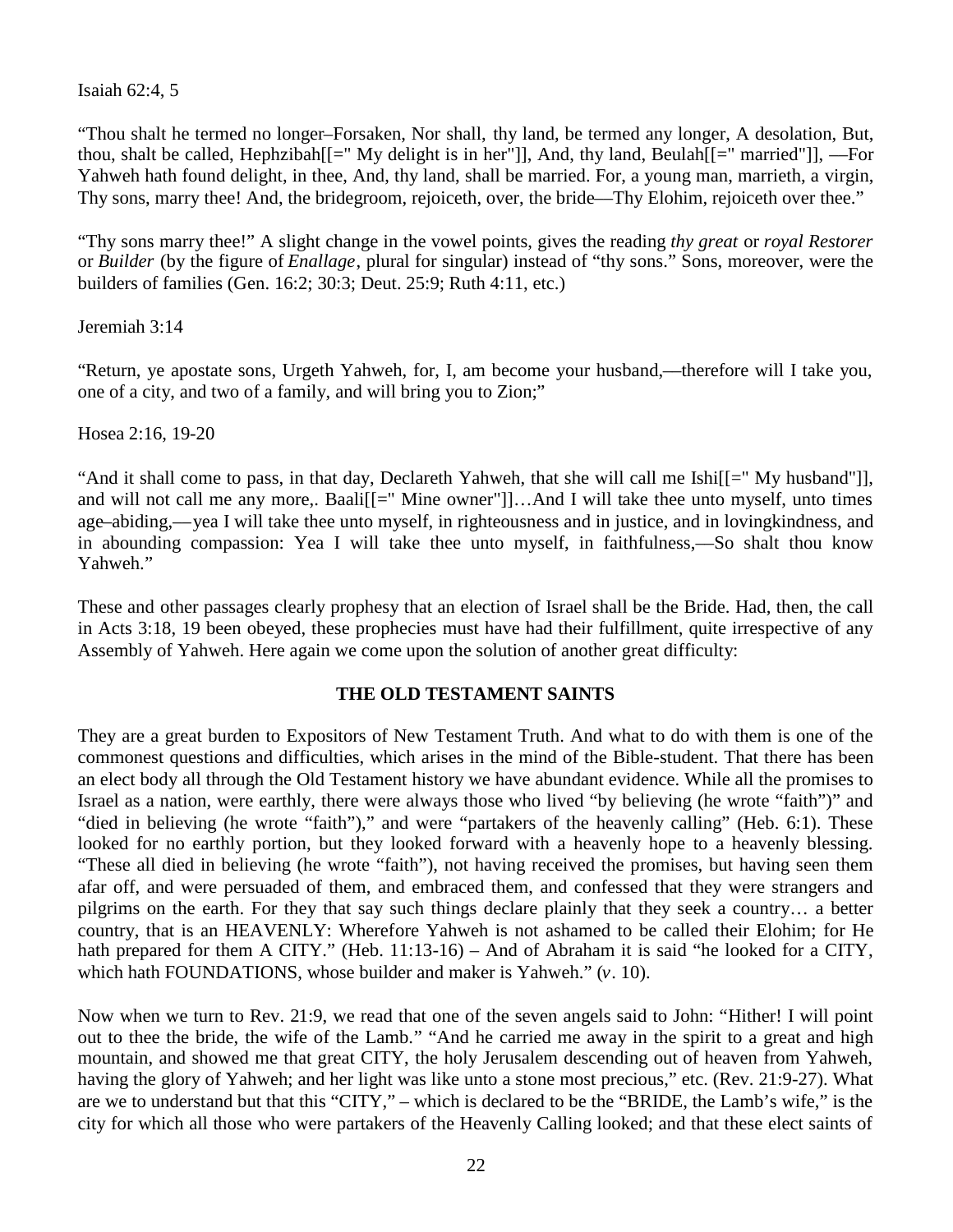Isaiah 62:4, 5

"Thou shalt he termed no longer–Forsaken, Nor shall, thy land, be termed any longer, A desolation, But, thou, shalt be called, Hephzibah[[=" My delight is in her"]], And, thy land, Beulah[[=" married"]], —For Yahweh hath found delight, in thee, And, thy land, shall be married. For, a young man, marrieth, a virgin, Thy sons, marry thee! And, the bridegroom, rejoiceth, over, the bride—Thy Elohim, rejoiceth over thee."

"Thy sons marry thee!" A slight change in the vowel points, gives the reading *thy great* or *royal Restorer* or *Builder* (by the figure of *Enallage*, plural for singular) instead of "thy sons." Sons, moreover, were the builders of families (Gen. 16:2; 30:3; Deut. 25:9; Ruth 4:11, etc.)

Jeremiah 3:14

"Return, ye apostate sons, Urgeth Yahweh, for, I, am become your husband,—therefore will I take you, one of a city, and two of a family, and will bring you to Zion;"

Hosea 2:16, 19-20

"And it shall come to pass, in that day, Declareth Yahweh, that she will call me Ishi[[=" My husband"]], and will not call me any more,. Baali[[=" Mine owner"]]…And I will take thee unto myself, unto times age–abiding,—yea I will take thee unto myself, in righteousness and in justice, and in lovingkindness, and in abounding compassion: Yea I will take thee unto myself, in faithfulness,—So shalt thou know Yahweh."

These and other passages clearly prophesy that an election of Israel shall be the Bride. Had, then, the call in Acts 3:18, 19 been obeyed, these prophecies must have had their fulfillment, quite irrespective of any Assembly of Yahweh. Here again we come upon the solution of another great difficulty:

## THE OLD TESTAMENT SAINTS

They are a great burden to Expositors of New Testament Truth. And what to do with them is one of the commonest questions and difficulties, which arises in the mind of the Bible-student. That there has been an elect body all through the Old Testament history we have abundant evidence. While all the promises to Israel as a nation, were earthly, there were always those who lived "by believing (he wrote "faith")" and "died in believing (he wrote "faith")," and were "partakers of the heavenly calling" (Heb. 6:1). These looked for no earthly portion, but they looked forward with a heavenly hope to a heavenly blessing. "These all died in believing (he wrote "faith"), not having received the promises, but having seen them afar off, and were persuaded of them, and embraced them, and confessed that they were strangers and pilgrims on the earth. For they that say such things declare plainly that they seek a country… a better country, that is an HEAVENLY: Wherefore Yahweh is not ashamed to be called their Elohim; for He hath prepared for them A CITY." (Heb. 11:13-16) – And of Abraham it is said "he looked for a CITY, which hath FOUNDATIONS, whose builder and maker is Yahweh." (*v*. 10).

Now when we turn to Rev. 21:9, we read that one of the seven angels said to John: "Hither! I will point out to thee the bride, the wife of the Lamb." "And he carried me away in the spirit to a great and high mountain, and showed me that great CITY, the holy Jerusalem descending out of heaven from Yahweh, having the glory of Yahweh; and her light was like unto a stone most precious," etc. (Rev. 21:9-27). What are we to understand but that this "CITY," – which is declared to be the "BRIDE, the Lamb's wife," is the city for which all those who were partakers of the Heavenly Calling looked; and that these elect saints of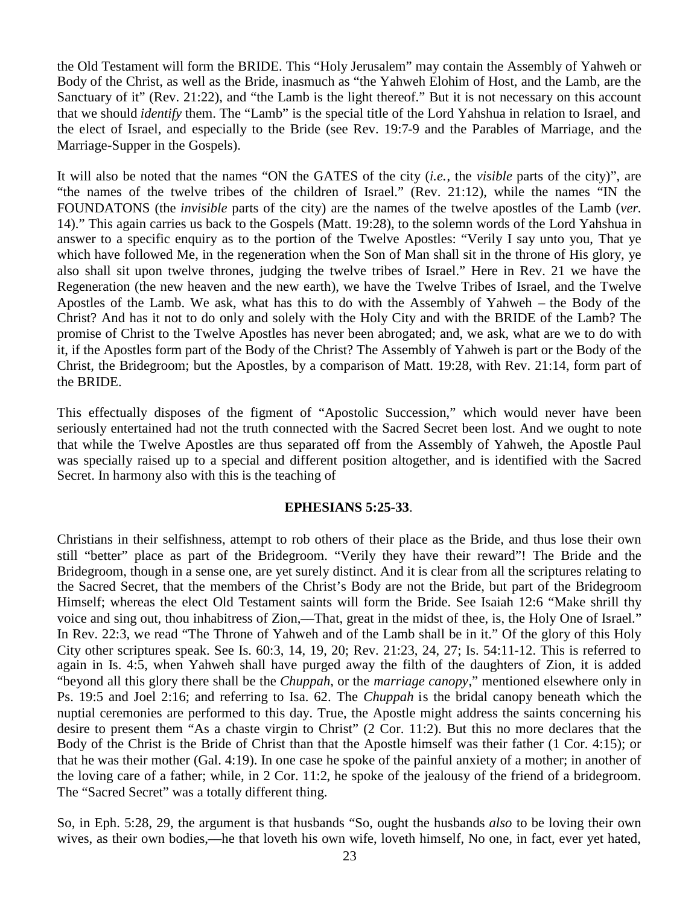the Old Testament will form the BRIDE. This "Holy Jerusalem" may contain the Assembly of Yahweh or Body of the Christ, as well as the Bride, inasmuch as "the Yahweh Elohim of Host, and the Lamb, are the Sanctuary of it" (Rev. 21:22), and "the Lamb is the light thereof." But it is not necessary on this account that we should *identify* them. The "Lamb" is the special title of the Lord Yahshua in relation to Israel, and the elect of Israel, and especially to the Bride (see Rev. 19:7-9 and the Parables of Marriage, and the Marriage-Supper in the Gospels).

It will also be noted that the names "ON the GATES of the city (*i.e.*, the *visible* parts of the city)", are "the names of the twelve tribes of the children of Israel." (Rev. 21:12), while the names "IN the FOUNDATONS (the *invisible* parts of the city) are the names of the twelve apostles of the Lamb (*ver.* 14)." This again carries us back to the Gospels (Matt. 19:28), to the solemn words of the Lord Yahshua in answer to a specific enquiry as to the portion of the Twelve Apostles: "Verily I say unto you, That ye which have followed Me, in the regeneration when the Son of Man shall sit in the throne of His glory, ye also shall sit upon twelve thrones, judging the twelve tribes of Israel." Here in Rev. 21 we have the Regeneration (the new heaven and the new earth), we have the Twelve Tribes of Israel, and the Twelve Apostles of the Lamb. We ask, what has this to do with the Assembly of Yahweh – the Body of the Christ? And has it not to do only and solely with the Holy City and with the BRIDE of the Lamb? The promise of Christ to the Twelve Apostles has never been abrogated; and, we ask, what are we to do with it, if the Apostles form part of the Body of the Christ? The Assembly of Yahweh is part or the Body of the Christ, the Bridegroom; but the Apostles, by a comparison of Matt. 19:28, with Rev. 21:14, form part of the BRIDE.

This effectually disposes of the figment of "Apostolic Succession," which would never have been seriously entertained had not the truth connected with the Sacred Secret been lost. And we ought to note that while the Twelve Apostles are thus separated off from the Assembly of Yahweh, the Apostle Paul was specially raised up to a special and different position altogether, and is identified with the Sacred Secret. In harmony also with this is the teaching of

**EPHESIANS 5:25-33**.

Christians in their selfishness, attempt to rob others of their place as the Bride, and thus lose their own still "better" place as part of the Bridegroom. "Verily they have their reward"! The Bride and the Bridegroom, though in a sense one, are yet surely distinct. And it is clear from all the scriptures relating to the Sacred Secret, that the members of the Christ's Body are not the Bride, but part of the Bridegroom Himself; whereas the elect Old Testament saints will form the Bride. See Isaiah 12:6 "Make shrill thy voice and sing out, thou inhabitress of Zion,—That, great in the midst of thee, is, the Holy One of Israel." In Rev. 22:3, we read "The Throne of Yahweh and of the Lamb shall be in it." Of the glory of this Holy City other scriptures speak. See Is. 60:3, 14, 19, 20; Rev. 21:23, 24, 27; Is. 54:11-12. This is referred to again in Is. 4:5, when Yahweh shall have purged away the filth of the daughters of Zion, it is added "beyond all this glory there shall be the *Chuppah*, or the *marriage canopy*," mentioned elsewhere only in Ps. 19:5 and Joel 2:16; and referring to Isa. 62. The *Chuppah* is the bridal canopy beneath which the nuptial ceremonies are performed to this day. True, the Apostle might address the saints concerning his desire to present them "As a chaste virgin to Christ" (2 Cor. 11:2). But this no more declares that the Body of the Christ is the Bride of Christ than that the Apostle himself was their father (1 Cor. 4:15); or that he was their mother (Gal. 4:19). In one case he spoke of the painful anxiety of a mother; in another of the loving care of a father; while, in 2 Cor. 11:2, he spoke of the jealousy of the friend of a bridegroom. The "Sacred Secret" was a totally different thing.

So, in Eph. 5:28, 29, the argument is that husbands "So, ought the husbands *also* to be loving their own wives, as their own bodies,—he that loveth his own wife, loveth himself, No one, in fact, ever yet hated,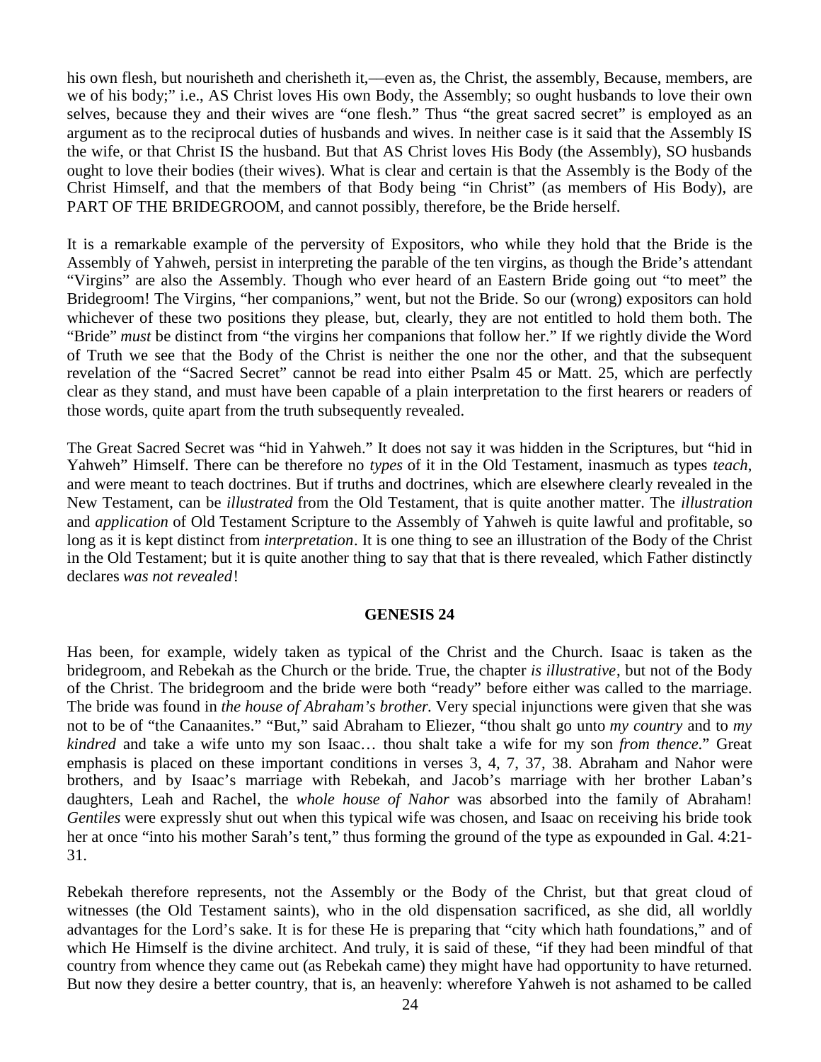his own flesh, but nourisheth and cherisheth it,—even as, the Christ, the assembly, Because, members, are we of his body;" i.e., AS Christ loves His own Body, the Assembly; so ought husbands to love their own selves, because they and their wives are "one flesh." Thus "the great sacred secret" is employed as an argument as to the reciprocal duties of husbands and wives. In neither case is it said that the Assembly IS the wife, or that Christ IS the husband. But that AS Christ loves His Body (the Assembly), SO husbands ought to love their bodies (their wives). What is clear and certain is that the Assembly is the Body of the Christ Himself, and that the members of that Body being "in Christ" (as members of His Body), are PART OF THE BRIDEGROOM, and cannot possibly, therefore, be the Bride herself.

It is a remarkable example of the perversity of Expositors, who while they hold that the Bride is the Assembly of Yahweh, persist in interpreting the parable of the ten virgins, as though the Bride's attendant "Virgins" are also the Assembly. Though who ever heard of an Eastern Bride going out "to meet" the Bridegroom! The Virgins, "her companions," went, but not the Bride. So our (wrong) expositors can hold whichever of these two positions they please, but, clearly, they are not entitled to hold them both. The "Bride" *must* be distinct from "the virgins her companions that follow her." If we rightly divide the Word of Truth we see that the Body of the Christ is neither the one nor the other, and that the subsequent revelation of the "Sacred Secret" cannot be read into either Psalm 45 or Matt. 25, which are perfectly clear as they stand, and must have been capable of a plain interpretation to the first hearers or readers of those words, quite apart from the truth subsequently revealed.

The Great Sacred Secret was "hid in Yahweh." It does not say it was hidden in the Scriptures, but "hid in Yahweh" Himself. There can be therefore no *types* of it in the Old Testament, inasmuch as types *teach*, and were meant to teach doctrines. But if truths and doctrines, which are elsewhere clearly revealed in the New Testament, can be *illustrated* from the Old Testament, that is quite another matter. The *illustration* and *application* of Old Testament Scripture to the Assembly of Yahweh is quite lawful and profitable, so long as it is kept distinct from *interpretation*. It is one thing to see an illustration of the Body of the Christ in the Old Testament; but it is quite another thing to say that that is there revealed, which Father distinctly declares *was not revealed*!

**GENESIS 24**

Has been, for example, widely taken as typical of the Christ and the Church. Isaac is taken as the bridegroom, and Rebekah as the Church or the bride. True, the chapter *is illustrative*, but not of the Body of the Christ. The bridegroom and the bride were both "ready" before either was called to the marriage. The bride was found in *the house of Abraham's brother.* Very special injunctions were given that she was not to be of "the Canaanites." "But," said Abraham to Eliezer, "thou shalt go unto *my country* and to *my kindred* and take a wife unto my son Isaac… thou shalt take a wife for my son *from thence*." Great emphasis is placed on these important conditions in verses 3, 4, 7, 37, 38. Abraham and Nahor were brothers, and by Isaac's marriage with Rebekah, and Jacob's marriage with her brother Laban's daughters, Leah and Rachel, the *whole house of Nahor* was absorbed into the family of Abraham! *Gentiles* were expressly shut out when this typical wife was chosen, and Isaac on receiving his bride took her at once "into his mother Sarah's tent," thus forming the ground of the type as expounded in Gal. 4:21-31.

Rebekah therefore represents, not the Assembly or the Body of the Christ, but that great cloud of witnesses (the Old Testament saints), who in the old dispensation sacrificed, as she did, all worldly advantages for the Lord's sake. It is for these He is preparing that "city which hath foundations," and of which He Himself is the divine architect. And truly, it is said of these, "if they had been mindful of that country from whence they came out (as Rebekah came) they might have had opportunity to have returned. But now they desire a better country, that is, an heavenly: wherefore Yahweh is not ashamed to be called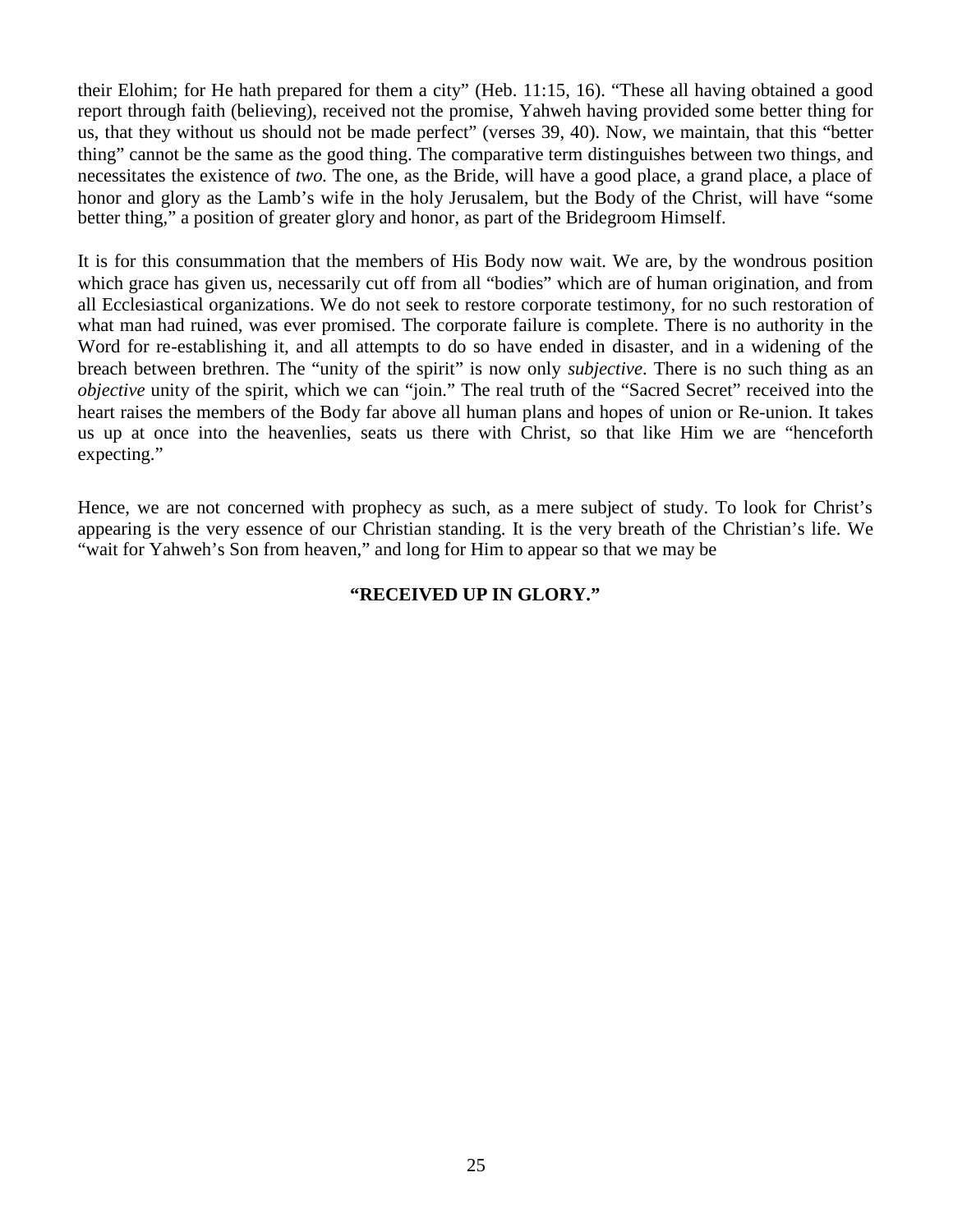their Elohim; for He hath prepared for them a city" (Heb. 11:15, 16). "These all having obtained a good report through faith (believing), received not the promise, Yahweh having provided some better thing for us, that they without us should not be made perfect" (verses 39, 40). Now, we maintain, that this "better thing" cannot be the same as the good thing. The comparative term distinguishes between two things, and necessitates the existence of *two.* The one, as the Bride, will have a good place, a grand place, a place of honor and glory as the Lamb's wife in the holy Jerusalem, but the Body of the Christ, will have "some better thing," a position of greater glory and honor, as part of the Bridegroom Himself.

It is for this consummation that the members of His Body now wait. We are, by the wondrous position which grace has given us, necessarily cut off from all "bodies" which are of human origination, and from all Ecclesiastical organizations. We do not seek to restore corporate testimony, for no such restoration of what man had ruined, was ever promised. The corporate failure is complete. There is no authority in the Word for re-establishing it, and all attempts to do so have ended in disaster, and in a widening of the breach between brethren. The "unity of the spirit" is now only *subjective*. There is no such thing as an *objective* unity of the spirit, which we can "join." The real truth of the "Sacred Secret" received into the heart raises the members of the Body far above all human plans and hopes of union or Re-union. It takes us up at once into the heavenlies, seats us there with Christ, so that like Him we are "henceforth expecting."

Hence, we are not concerned with prophecy as such, as a mere subject of study. To look for Christ's appearing is the very essence of our Christian standing. It is the very breath of the Christian's life. We "wait for Yahweh's Son from heaven," and long for Him to appear so that we may be

**"RECEIVED UP IN GLORY."**